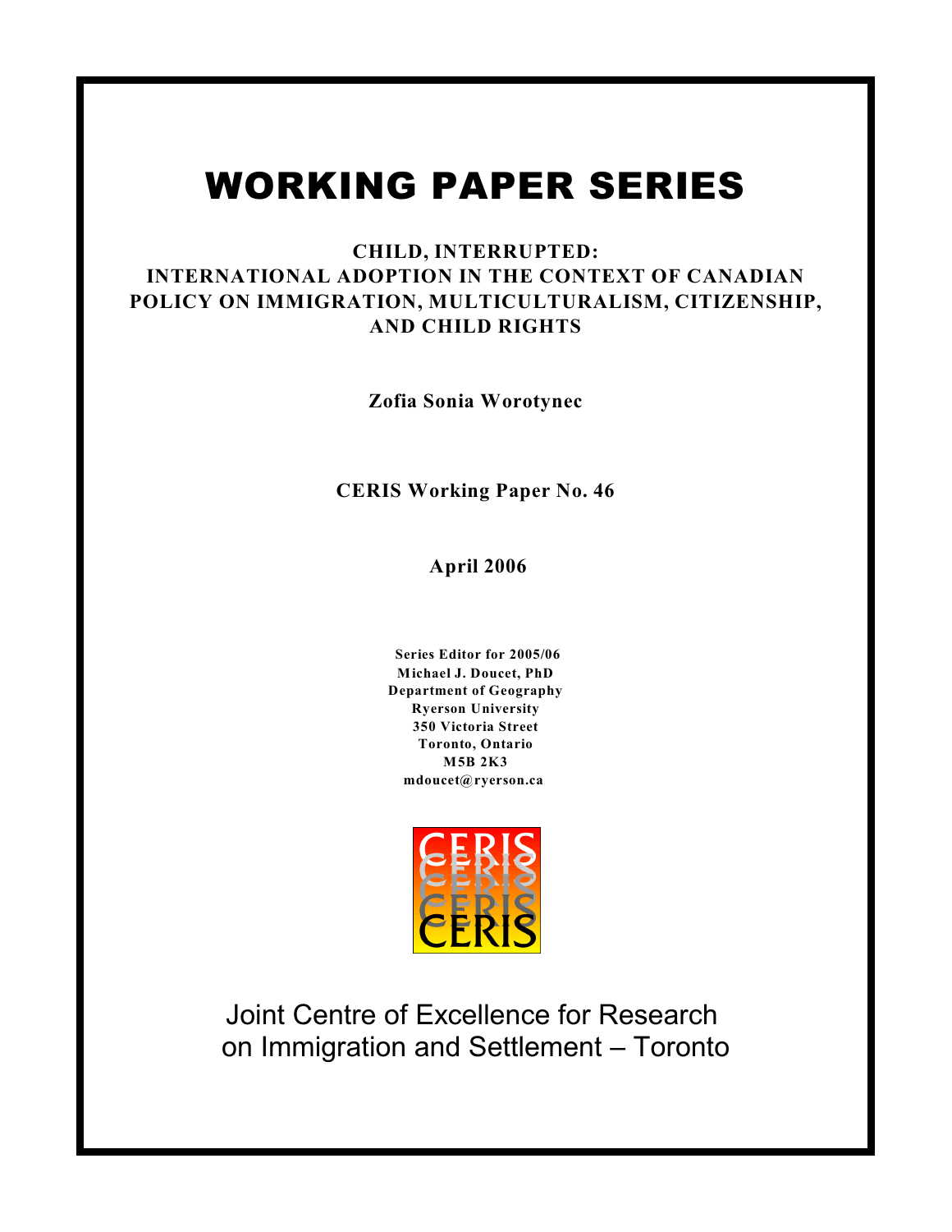# WORKING PAPER SERIES

**CHILD, INTERRUPTED: INTERNATIONAL ADOPTION IN THE CONTEXT OF CANADIAN POLICY ON IMMIGRATION, MULTICULTURALISM, CITIZENSHIP, AND CHILD RIGHTS**

**Zofia Sonia Worotynec**

**CERIS Working Paper No. 46**

**April 2006**

**Series Editor for 2005/06**
**Michael J. Doucet, PhD**
**Department of Geography**
**Ryerson University**
**350 Victoria Street**
**Toronto, Ontario**
**M5B 2K3**
**mdoucet@ryerson.ca**

CERIS

Joint Centre of Excellence for Research on Immigration and Settlement – Toronto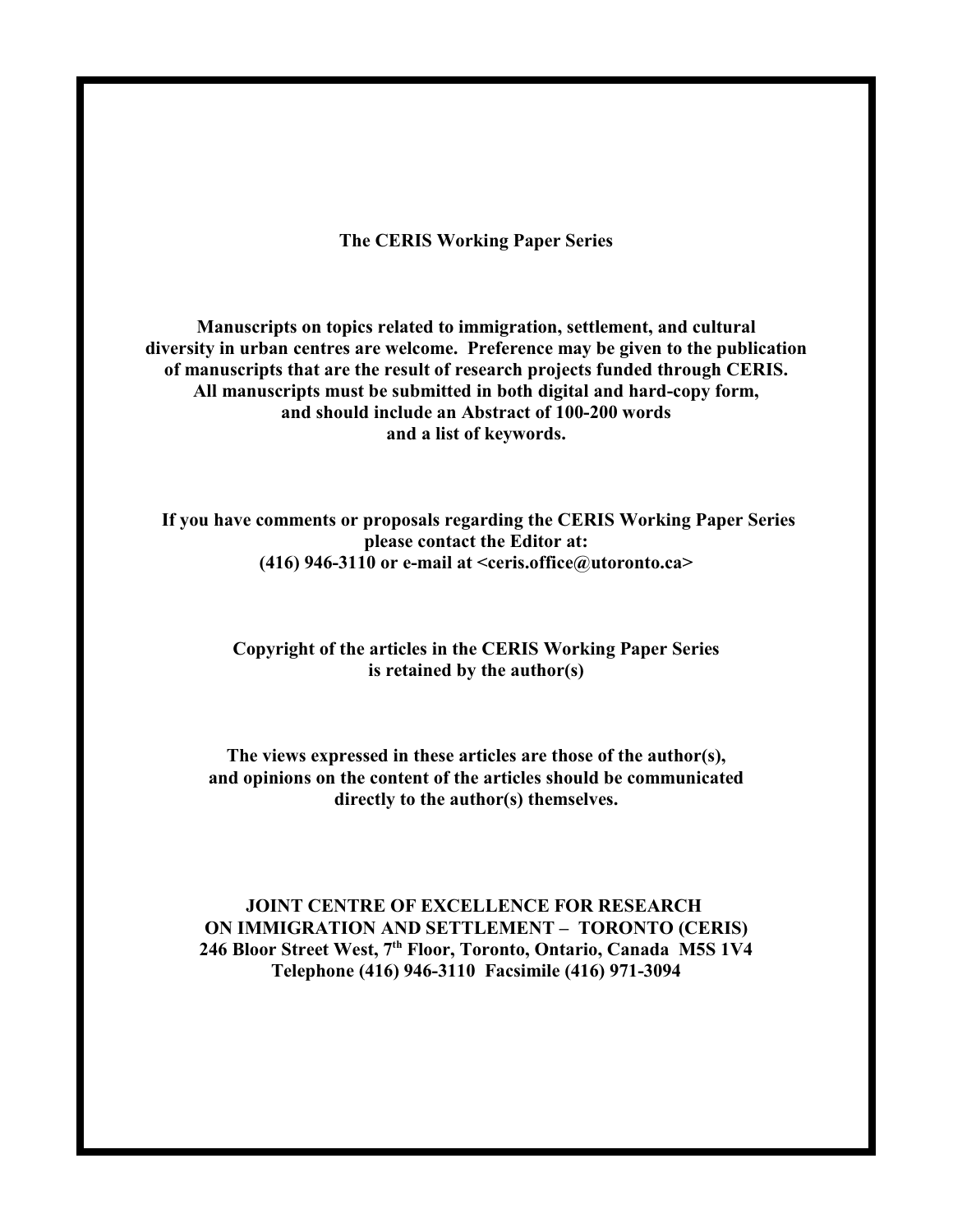**The CERIS Working Paper Series**

**Manuscripts on topics related to immigration, settlement, and cultural diversity in urban centres are welcome. Preference may be given to the publication of manuscripts that are the result of research projects funded through CERIS. All manuscripts must be submitted in both digital and hard-copy form, and should include an Abstract of 100-200 words and a list of keywords.**

**If you have comments or proposals regarding the CERIS Working Paper Series please contact the Editor at: (416) 946-3110 or e-mail at <ceris.office@utoronto.ca>**

**Copyright of the articles in the CERIS Working Paper Series is retained by the author(s)**

**The views expressed in these articles are those of the author(s), and opinions on the content of the articles should be communicated directly to the author(s) themselves.**

**JOINT CENTRE OF EXCELLENCE FOR RESEARCH ON IMMIGRATION AND SETTLEMENT – TORONTO (CERIS)**
**246 Bloor Street West, 7th Floor, Toronto, Ontario, Canada M5S 1V4**
**Telephone (416) 946-3110 Facsimile (416) 971-3094**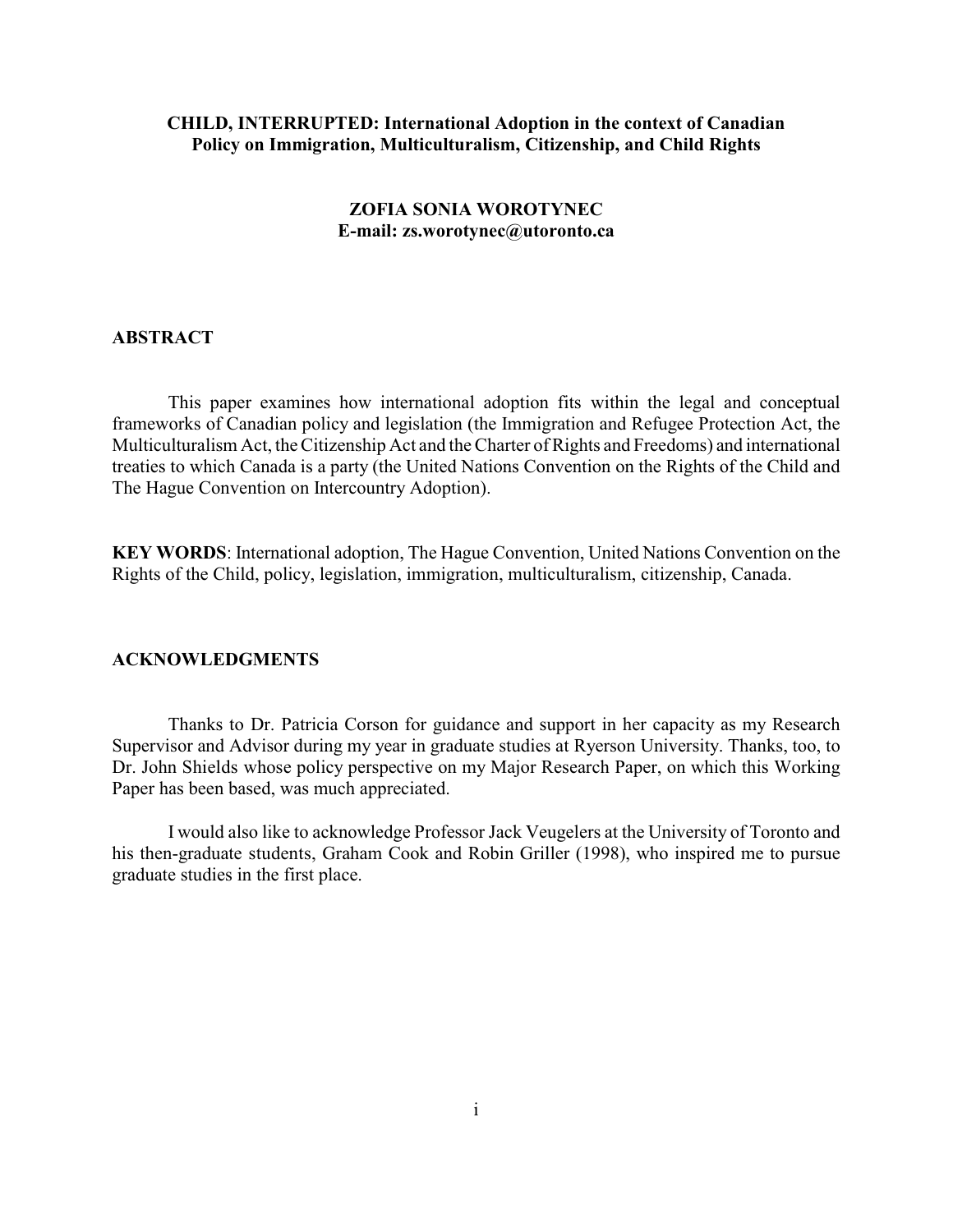**CHILD, INTERRUPTED: International Adoption in the context of Canadian Policy on Immigration, Multiculturalism, Citizenship, and Child Rights**

**ZOFIA SONIA WOROTYNEC**
**E-mail: zs.worotynec@utoronto.ca**

## ABSTRACT

This paper examines how international adoption fits within the legal and conceptual frameworks of Canadian policy and legislation (the Immigration and Refugee Protection Act, the Multiculturalism Act, the Citizenship Act and the Charter of Rights and Freedoms) and international treaties to which Canada is a party (the United Nations Convention on the Rights of the Child and The Hague Convention on Intercountry Adoption).

**KEY WORDS**: International adoption, The Hague Convention, United Nations Convention on the Rights of the Child, policy, legislation, immigration, multiculturalism, citizenship, Canada.

## ACKNOWLEDGMENTS

Thanks to Dr. Patricia Corson for guidance and support in her capacity as my Research Supervisor and Advisor during my year in graduate studies at Ryerson University. Thanks, too, to Dr. John Shields whose policy perspective on my Major Research Paper, on which this Working Paper has been based, was much appreciated.

I would also like to acknowledge Professor Jack Veugelers at the University of Toronto and his then-graduate students, Graham Cook and Robin Griller (1998), who inspired me to pursue graduate studies in the first place.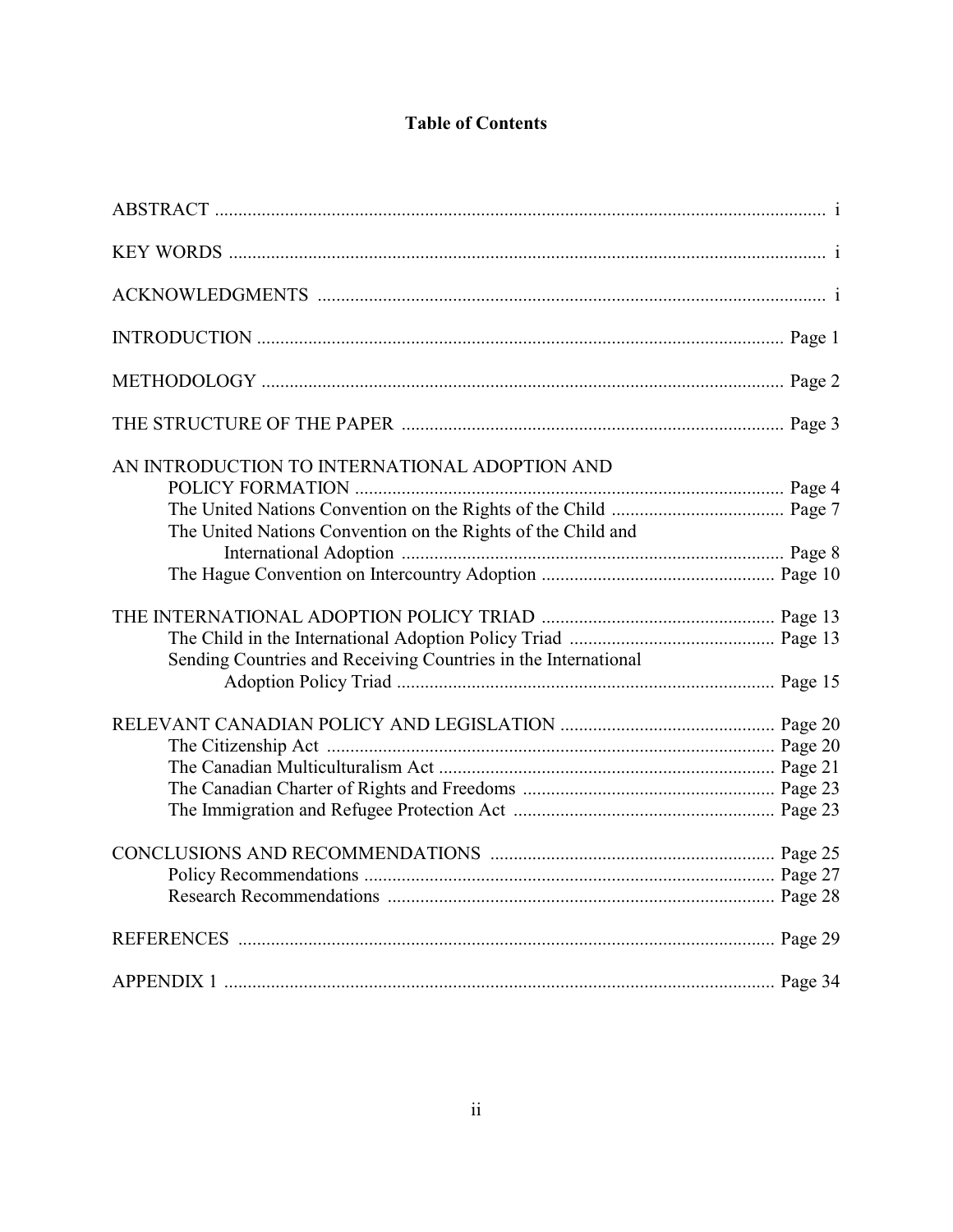# Table of Contents

ABSTRACT ........................................................................................................................ i

KEY WORDS ...................................................................................................................... i

ACKNOWLEDGMENTS ..................................................................................................... i

INTRODUCTION ...................................................................................................... Page 1

METHODOLOGY ..................................................................................................... Page 2

THE STRUCTURE OF THE PAPER .......................................................................... Page 3

AN INTRODUCTION TO INTERNATIONAL ADOPTION AND POLICY FORMATION ........................................................................................... Page 4

- The United Nations Convention on the Rights of the Child ...................................... Page 7
- The United Nations Convention on the Rights of the Child and International Adoption ................................................................................. Page 8
- The Hague Convention on Intercountry Adoption ................................................... Page 10

THE INTERNATIONAL ADOPTION POLICY TRIAD .................................................. Page 13

- The Child in the International Adoption Policy Triad ............................................. Page 13
- Sending Countries and Receiving Countries in the International Adoption Policy Triad ................................................................................. Page 15

RELEVANT CANADIAN POLICY AND LEGISLATION .............................................. Page 20

- The Citizenship Act ............................................................................................... Page 20
- The Canadian Multiculturalism Act ........................................................................ Page 21
- The Canadian Charter of Rights and Freedoms ...................................................... Page 23
- The Immigration and Refugee Protection Act ........................................................ Page 23

CONCLUSIONS AND RECOMMENDATIONS ............................................................ Page 25

- Policy Recommendations ....................................................................................... Page 27
- Research Recommendations .................................................................................. Page 28

REFERENCES ......................................................................................................... Page 29

APPENDIX 1 ............................................................................................................ Page 34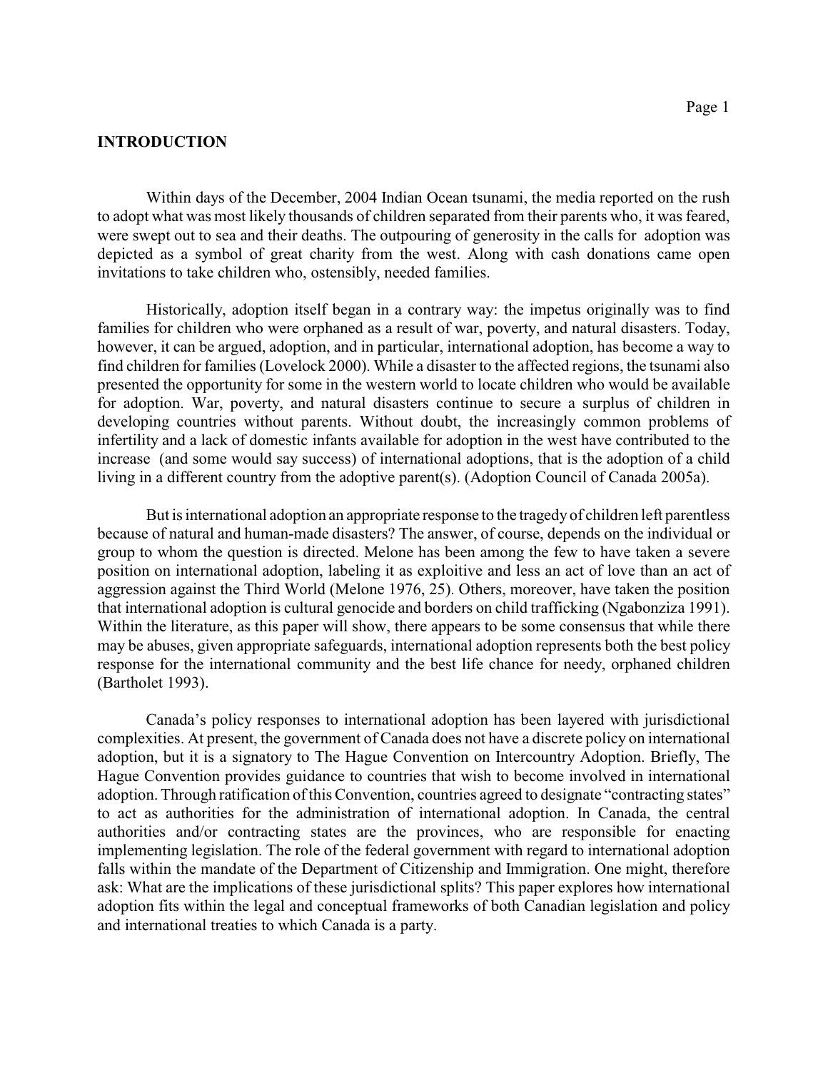# INTRODUCTION

Within days of the December, 2004 Indian Ocean tsunami, the media reported on the rush to adopt what was most likely thousands of children separated from their parents who, it was feared, were swept out to sea and their deaths. The outpouring of generosity in the calls for adoption was depicted as a symbol of great charity from the west. Along with cash donations came open invitations to take children who, ostensibly, needed families.

Historically, adoption itself began in a contrary way: the impetus originally was to find families for children who were orphaned as a result of war, poverty, and natural disasters. Today, however, it can be argued, adoption, and in particular, international adoption, has become a way to find children for families (Lovelock 2000). While a disaster to the affected regions, the tsunami also presented the opportunity for some in the western world to locate children who would be available for adoption. War, poverty, and natural disasters continue to secure a surplus of children in developing countries without parents. Without doubt, the increasingly common problems of infertility and a lack of domestic infants available for adoption in the west have contributed to the increase (and some would say success) of international adoptions, that is the adoption of a child living in a different country from the adoptive parent(s). (Adoption Council of Canada 2005a).

But is international adoption an appropriate response to the tragedy of children left parentless because of natural and human-made disasters? The answer, of course, depends on the individual or group to whom the question is directed. Melone has been among the few to have taken a severe position on international adoption, labeling it as exploitive and less an act of love than an act of aggression against the Third World (Melone 1976, 25). Others, moreover, have taken the position that international adoption is cultural genocide and borders on child trafficking (Ngabonziza 1991). Within the literature, as this paper will show, there appears to be some consensus that while there may be abuses, given appropriate safeguards, international adoption represents both the best policy response for the international community and the best life chance for needy, orphaned children (Bartholet 1993).

Canada's policy responses to international adoption has been layered with jurisdictional complexities. At present, the government of Canada does not have a discrete policy on international adoption, but it is a signatory to The Hague Convention on Intercountry Adoption. Briefly, The Hague Convention provides guidance to countries that wish to become involved in international adoption. Through ratification of this Convention, countries agreed to designate "contracting states" to act as authorities for the administration of international adoption. In Canada, the central authorities and/or contracting states are the provinces, who are responsible for enacting implementing legislation. The role of the federal government with regard to international adoption falls within the mandate of the Department of Citizenship and Immigration. One might, therefore ask: What are the implications of these jurisdictional splits? This paper explores how international adoption fits within the legal and conceptual frameworks of both Canadian legislation and policy and international treaties to which Canada is a party.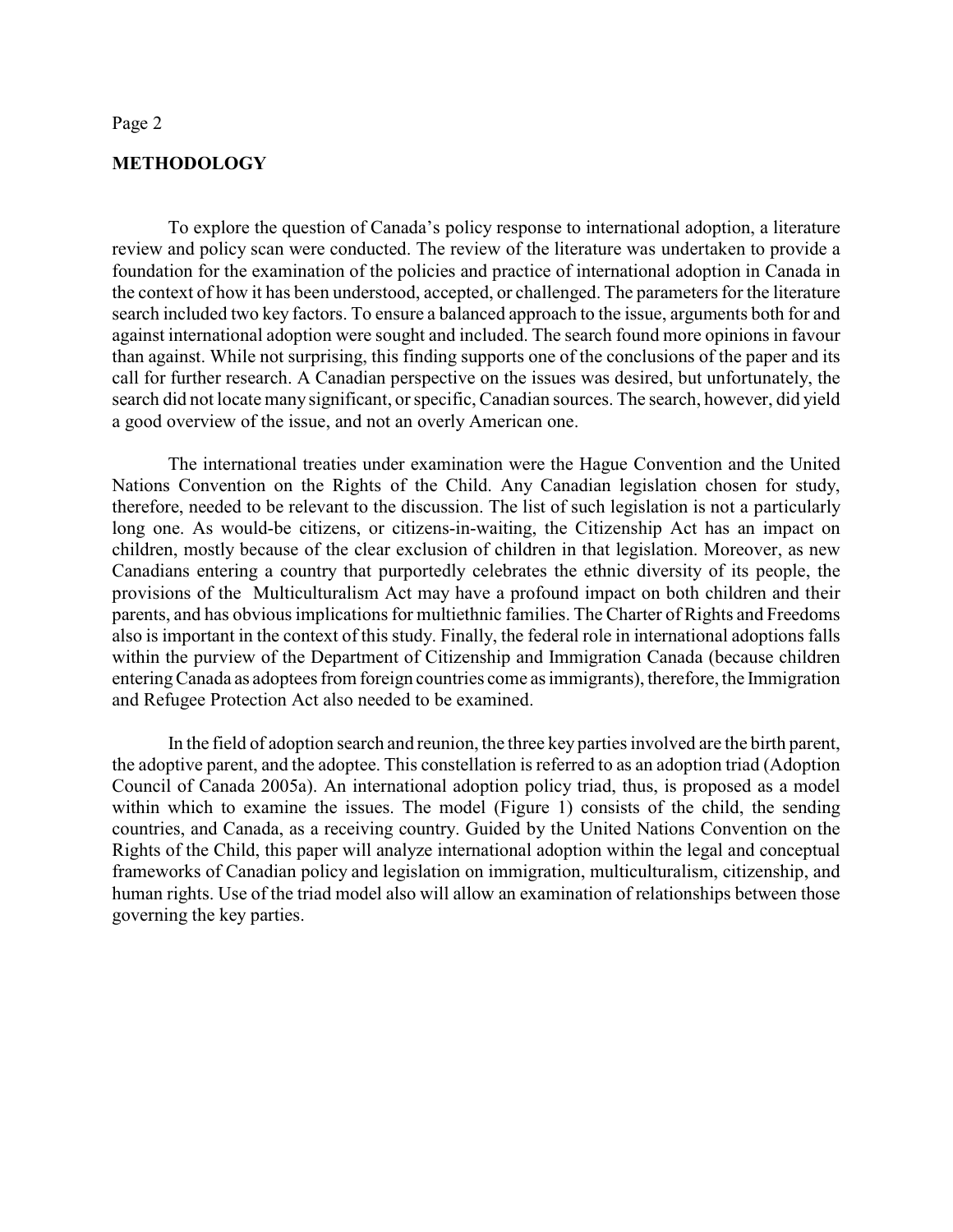## METHODOLOGY

To explore the question of Canada's policy response to international adoption, a literature review and policy scan were conducted. The review of the literature was undertaken to provide a foundation for the examination of the policies and practice of international adoption in Canada in the context of how it has been understood, accepted, or challenged. The parameters for the literature search included two key factors. To ensure a balanced approach to the issue, arguments both for and against international adoption were sought and included. The search found more opinions in favour than against. While not surprising, this finding supports one of the conclusions of the paper and its call for further research. A Canadian perspective on the issues was desired, but unfortunately, the search did not locate many significant, or specific, Canadian sources. The search, however, did yield a good overview of the issue, and not an overly American one.

The international treaties under examination were the Hague Convention and the United Nations Convention on the Rights of the Child. Any Canadian legislation chosen for study, therefore, needed to be relevant to the discussion. The list of such legislation is not a particularly long one. As would-be citizens, or citizens-in-waiting, the Citizenship Act has an impact on children, mostly because of the clear exclusion of children in that legislation. Moreover, as new Canadians entering a country that purportedly celebrates the ethnic diversity of its people, the provisions of the Multiculturalism Act may have a profound impact on both children and their parents, and has obvious implications for multiethnic families. The Charter of Rights and Freedoms also is important in the context of this study. Finally, the federal role in international adoptions falls within the purview of the Department of Citizenship and Immigration Canada (because children entering Canada as adoptees from foreign countries come as immigrants), therefore, the Immigration and Refugee Protection Act also needed to be examined.

In the field of adoption search and reunion, the three key parties involved are the birth parent, the adoptive parent, and the adoptee. This constellation is referred to as an adoption triad (Adoption Council of Canada 2005a). An international adoption policy triad, thus, is proposed as a model within which to examine the issues. The model (Figure 1) consists of the child, the sending countries, and Canada, as a receiving country. Guided by the United Nations Convention on the Rights of the Child, this paper will analyze international adoption within the legal and conceptual frameworks of Canadian policy and legislation on immigration, multiculturalism, citizenship, and human rights. Use of the triad model also will allow an examination of relationships between those governing the key parties.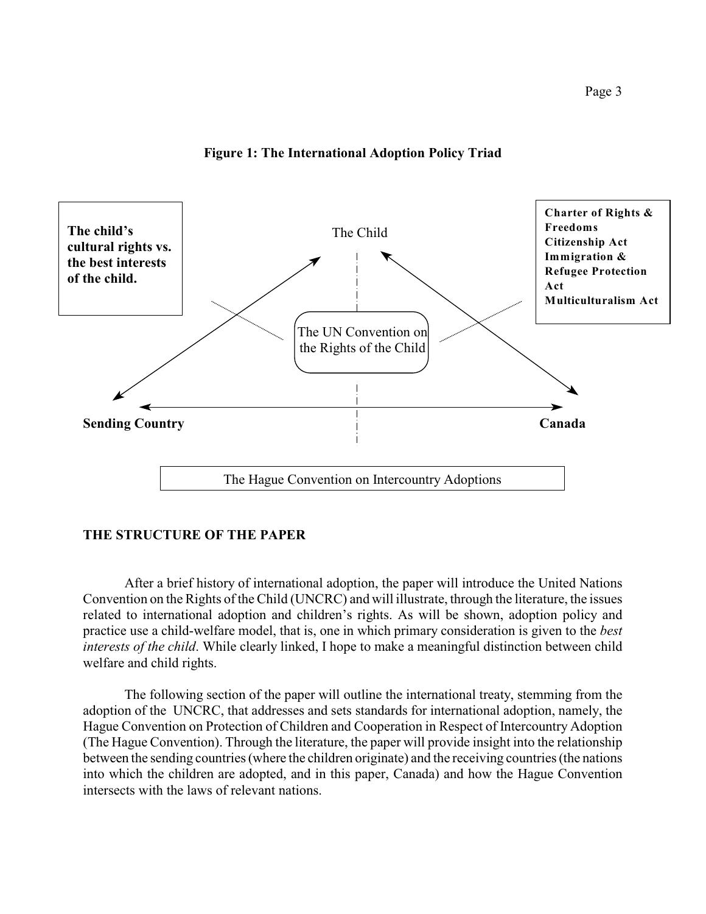**Figure 1: The International Adoption Policy Triad**

**The child's cultural rights vs. the best interests of the child.**

The Child

**Charter of Rights & Freedoms**
**Citizenship Act**
**Immigration & Refugee Protection Act**
**Multiculturalism Act**

The UN Convention on the Rights of the Child

**Sending Country**

**Canada**

The Hague Convention on Intercountry Adoptions

## THE STRUCTURE OF THE PAPER

After a brief history of international adoption, the paper will introduce the United Nations Convention on the Rights of the Child (UNCRC) and will illustrate, through the literature, the issues related to international adoption and children's rights. As will be shown, adoption policy and practice use a child-welfare model, that is, one in which primary consideration is given to the *best interests of the child*. While clearly linked, I hope to make a meaningful distinction between child welfare and child rights.

The following section of the paper will outline the international treaty, stemming from the adoption of the UNCRC, that addresses and sets standards for international adoption, namely, the Hague Convention on Protection of Children and Cooperation in Respect of Intercountry Adoption (The Hague Convention). Through the literature, the paper will provide insight into the relationship between the sending countries (where the children originate) and the receiving countries (the nations into which the children are adopted, and in this paper, Canada) and how the Hague Convention intersects with the laws of relevant nations.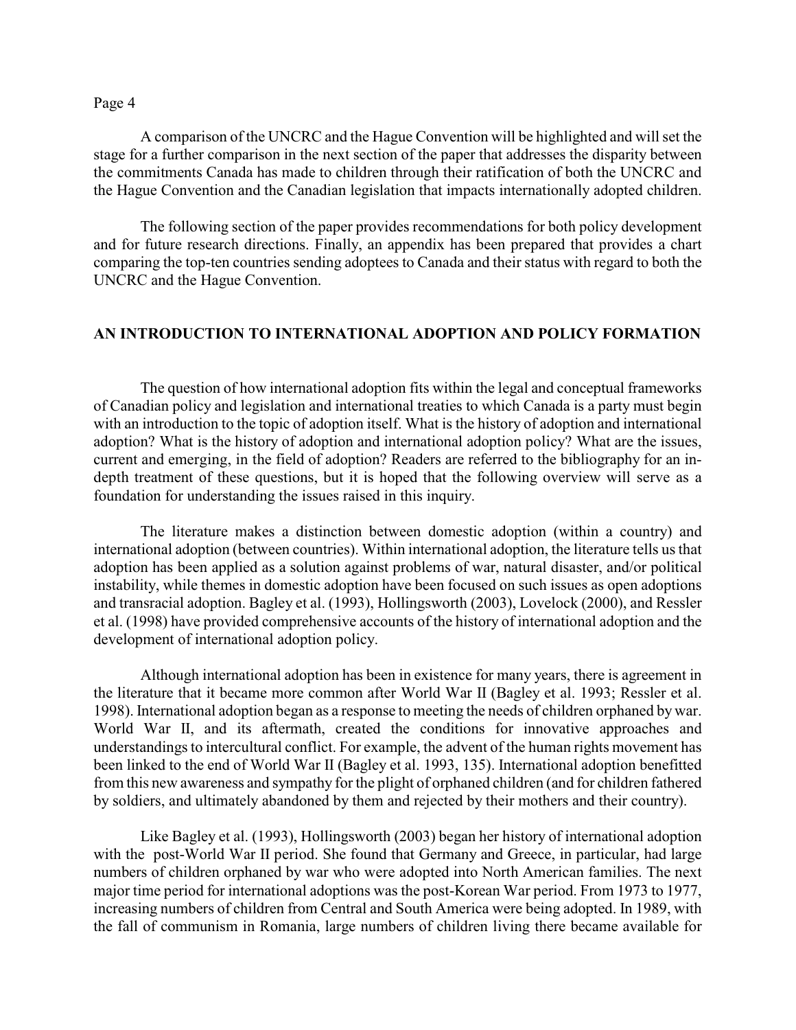A comparison of the UNCRC and the Hague Convention will be highlighted and will set the stage for a further comparison in the next section of the paper that addresses the disparity between the commitments Canada has made to children through their ratification of both the UNCRC and the Hague Convention and the Canadian legislation that impacts internationally adopted children.

The following section of the paper provides recommendations for both policy development and for future research directions. Finally, an appendix has been prepared that provides a chart comparing the top-ten countries sending adoptees to Canada and their status with regard to both the UNCRC and the Hague Convention.

## AN INTRODUCTION TO INTERNATIONAL ADOPTION AND POLICY FORMATION

The question of how international adoption fits within the legal and conceptual frameworks of Canadian policy and legislation and international treaties to which Canada is a party must begin with an introduction to the topic of adoption itself. What is the history of adoption and international adoption? What is the history of adoption and international adoption policy? What are the issues, current and emerging, in the field of adoption? Readers are referred to the bibliography for an in-depth treatment of these questions, but it is hoped that the following overview will serve as a foundation for understanding the issues raised in this inquiry.

The literature makes a distinction between domestic adoption (within a country) and international adoption (between countries). Within international adoption, the literature tells us that adoption has been applied as a solution against problems of war, natural disaster, and/or political instability, while themes in domestic adoption have been focused on such issues as open adoptions and transracial adoption. Bagley et al. (1993), Hollingsworth (2003), Lovelock (2000), and Ressler et al. (1998) have provided comprehensive accounts of the history of international adoption and the development of international adoption policy.

Although international adoption has been in existence for many years, there is agreement in the literature that it became more common after World War II (Bagley et al. 1993; Ressler et al. 1998). International adoption began as a response to meeting the needs of children orphaned by war. World War II, and its aftermath, created the conditions for innovative approaches and understandings to intercultural conflict. For example, the advent of the human rights movement has been linked to the end of World War II (Bagley et al. 1993, 135). International adoption benefitted from this new awareness and sympathy for the plight of orphaned children (and for children fathered by soldiers, and ultimately abandoned by them and rejected by their mothers and their country).

Like Bagley et al. (1993), Hollingsworth (2003) began her history of international adoption with the post-World War II period. She found that Germany and Greece, in particular, had large numbers of children orphaned by war who were adopted into North American families. The next major time period for international adoptions was the post-Korean War period. From 1973 to 1977, increasing numbers of children from Central and South America were being adopted. In 1989, with the fall of communism in Romania, large numbers of children living there became available for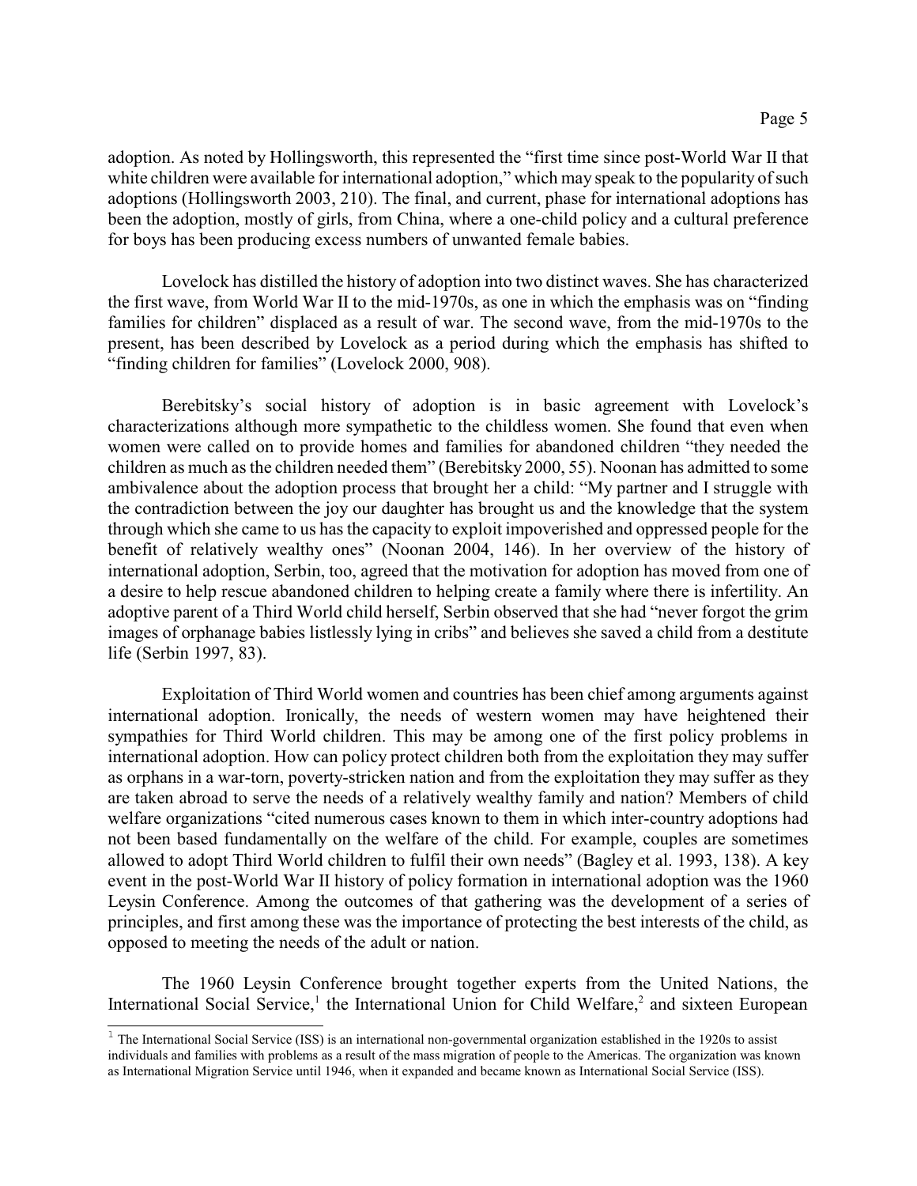adoption. As noted by Hollingsworth, this represented the "first time since post-World War II that white children were available for international adoption," which may speak to the popularity of such adoptions (Hollingsworth 2003, 210). The final, and current, phase for international adoptions has been the adoption, mostly of girls, from China, where a one-child policy and a cultural preference for boys has been producing excess numbers of unwanted female babies.

Lovelock has distilled the history of adoption into two distinct waves. She has characterized the first wave, from World War II to the mid-1970s, as one in which the emphasis was on "finding families for children" displaced as a result of war. The second wave, from the mid-1970s to the present, has been described by Lovelock as a period during which the emphasis has shifted to "finding children for families" (Lovelock 2000, 908).

Berebitsky's social history of adoption is in basic agreement with Lovelock's characterizations although more sympathetic to the childless women. She found that even when women were called on to provide homes and families for abandoned children "they needed the children as much as the children needed them" (Berebitsky 2000, 55). Noonan has admitted to some ambivalence about the adoption process that brought her a child: "My partner and I struggle with the contradiction between the joy our daughter has brought us and the knowledge that the system through which she came to us has the capacity to exploit impoverished and oppressed people for the benefit of relatively wealthy ones" (Noonan 2004, 146). In her overview of the history of international adoption, Serbin, too, agreed that the motivation for adoption has moved from one of a desire to help rescue abandoned children to helping create a family where there is infertility. An adoptive parent of a Third World child herself, Serbin observed that she had "never forgot the grim images of orphanage babies listlessly lying in cribs" and believes she saved a child from a destitute life (Serbin 1997, 83).

Exploitation of Third World women and countries has been chief among arguments against international adoption. Ironically, the needs of western women may have heightened their sympathies for Third World children. This may be among one of the first policy problems in international adoption. How can policy protect children both from the exploitation they may suffer as orphans in a war-torn, poverty-stricken nation and from the exploitation they may suffer as they are taken abroad to serve the needs of a relatively wealthy family and nation? Members of child welfare organizations "cited numerous cases known to them in which inter-country adoptions had not been based fundamentally on the welfare of the child. For example, couples are sometimes allowed to adopt Third World children to fulfil their own needs" (Bagley et al. 1993, 138). A key event in the post-World War II history of policy formation in international adoption was the 1960 Leysin Conference. Among the outcomes of that gathering was the development of a series of principles, and first among these was the importance of protecting the best interests of the child, as opposed to meeting the needs of the adult or nation.

The 1960 Leysin Conference brought together experts from the United Nations, the International Social Service,[1] the International Union for Child Welfare,[2] and sixteen European

[1] The International Social Service (ISS) is an international non-governmental organization established in the 1920s to assist individuals and families with problems as a result of the mass migration of people to the Americas. The organization was known as International Migration Service until 1946, when it expanded and became known as International Social Service (ISS).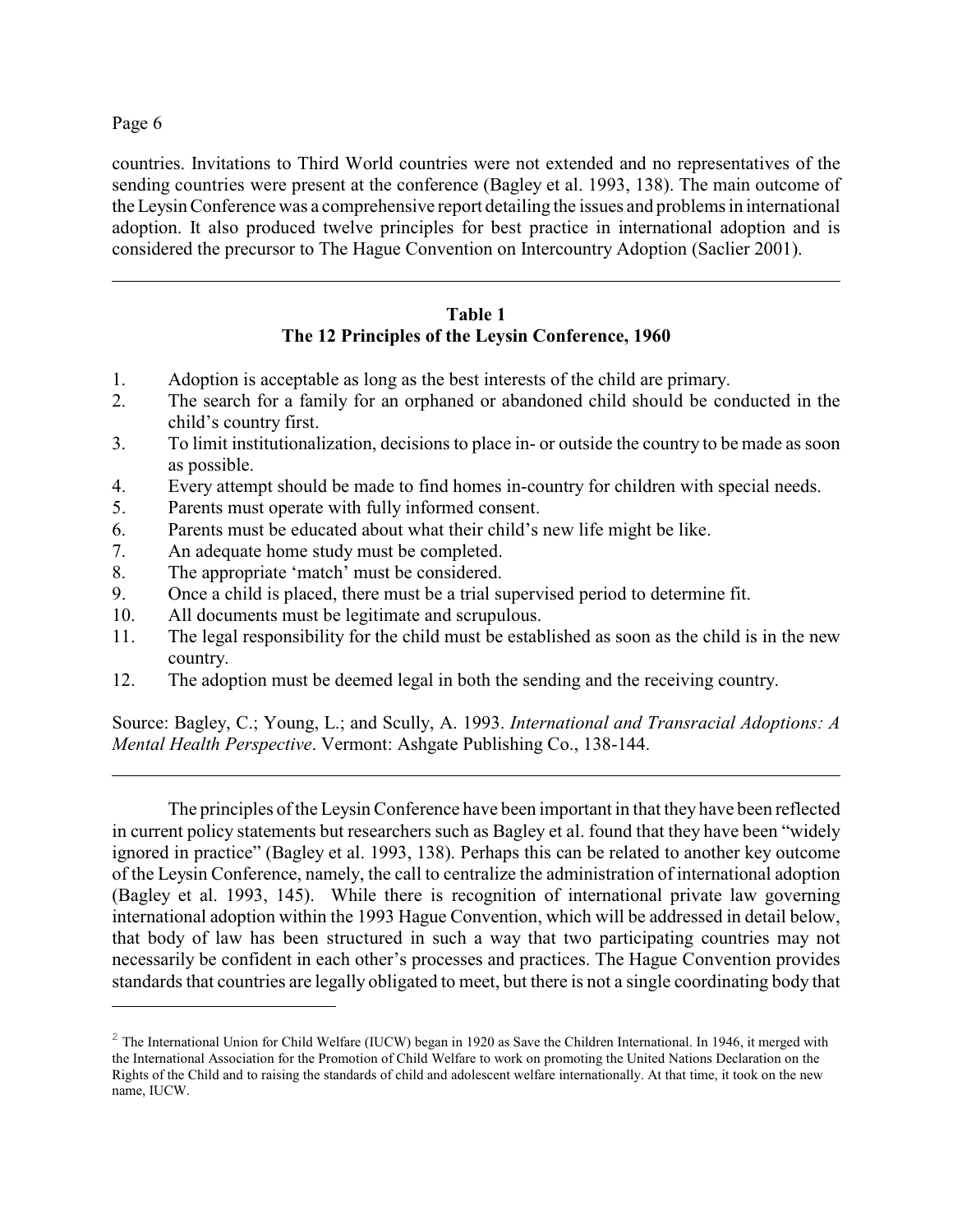countries. Invitations to Third World countries were not extended and no representatives of the sending countries were present at the conference (Bagley et al. 1993, 138). The main outcome of the Leysin Conference was a comprehensive report detailing the issues and problems in international adoption. It also produced twelve principles for best practice in international adoption and is considered the precursor to The Hague Convention on Intercountry Adoption (Saclier 2001).

---

**Table 1**
**The 12 Principles of the Leysin Conference, 1960**

1. Adoption is acceptable as long as the best interests of the child are primary.
2. The search for a family for an orphaned or abandoned child should be conducted in the child's country first.
3. To limit institutionalization, decisions to place in- or outside the country to be made as soon as possible.
4. Every attempt should be made to find homes in-country for children with special needs.
5. Parents must operate with fully informed consent.
6. Parents must be educated about what their child's new life might be like.
7. An adequate home study must be completed.
8. The appropriate 'match' must be considered.
9. Once a child is placed, there must be a trial supervised period to determine fit.
10. All documents must be legitimate and scrupulous.
11. The legal responsibility for the child must be established as soon as the child is in the new country.
12. The adoption must be deemed legal in both the sending and the receiving country.

Source: Bagley, C.; Young, L.; and Scully, A. 1993. *International and Transracial Adoptions: A Mental Health Perspective*. Vermont: Ashgate Publishing Co., 138-144.

---

The principles of the Leysin Conference have been important in that they have been reflected in current policy statements but researchers such as Bagley et al. found that they have been "widely ignored in practice" (Bagley et al. 1993, 138). Perhaps this can be related to another key outcome of the Leysin Conference, namely, the call to centralize the administration of international adoption (Bagley et al. 1993, 145). While there is recognition of international private law governing international adoption within the 1993 Hague Convention, which will be addressed in detail below, that body of law has been structured in such a way that two participating countries may not necessarily be confident in each other's processes and practices. The Hague Convention provides standards that countries are legally obligated to meet, but there is not a single coordinating body that

---

[2] The International Union for Child Welfare (IUCW) began in 1920 as Save the Children International. In 1946, it merged with the International Association for the Promotion of Child Welfare to work on promoting the United Nations Declaration on the Rights of the Child and to raising the standards of child and adolescent welfare internationally. At that time, it took on the new name, IUCW.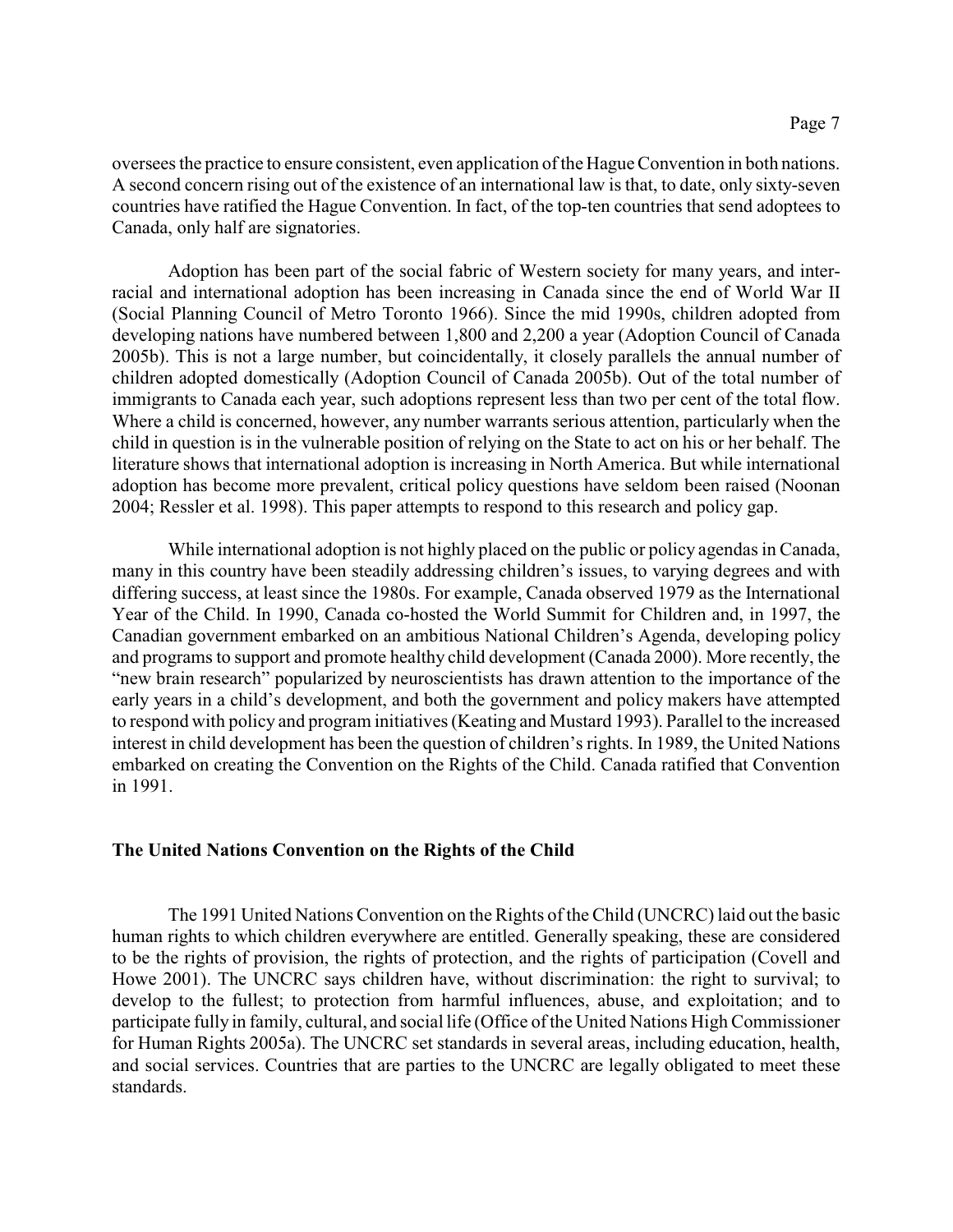oversees the practice to ensure consistent, even application of the Hague Convention in both nations. A second concern rising out of the existence of an international law is that, to date, only sixty-seven countries have ratified the Hague Convention. In fact, of the top-ten countries that send adoptees to Canada, only half are signatories.

Adoption has been part of the social fabric of Western society for many years, and inter-racial and international adoption has been increasing in Canada since the end of World War II (Social Planning Council of Metro Toronto 1966). Since the mid 1990s, children adopted from developing nations have numbered between 1,800 and 2,200 a year (Adoption Council of Canada 2005b). This is not a large number, but coincidentally, it closely parallels the annual number of children adopted domestically (Adoption Council of Canada 2005b). Out of the total number of immigrants to Canada each year, such adoptions represent less than two per cent of the total flow. Where a child is concerned, however, any number warrants serious attention, particularly when the child in question is in the vulnerable position of relying on the State to act on his or her behalf. The literature shows that international adoption is increasing in North America. But while international adoption has become more prevalent, critical policy questions have seldom been raised (Noonan 2004; Ressler et al. 1998). This paper attempts to respond to this research and policy gap.

While international adoption is not highly placed on the public or policy agendas in Canada, many in this country have been steadily addressing children's issues, to varying degrees and with differing success, at least since the 1980s. For example, Canada observed 1979 as the International Year of the Child. In 1990, Canada co-hosted the World Summit for Children and, in 1997, the Canadian government embarked on an ambitious National Children's Agenda, developing policy and programs to support and promote healthy child development (Canada 2000). More recently, the "new brain research" popularized by neuroscientists has drawn attention to the importance of the early years in a child's development, and both the government and policy makers have attempted to respond with policy and program initiatives (Keating and Mustard 1993). Parallel to the increased interest in child development has been the question of children's rights. In 1989, the United Nations embarked on creating the Convention on the Rights of the Child. Canada ratified that Convention in 1991.

## The United Nations Convention on the Rights of the Child

The 1991 United Nations Convention on the Rights of the Child (UNCRC) laid out the basic human rights to which children everywhere are entitled. Generally speaking, these are considered to be the rights of provision, the rights of protection, and the rights of participation (Covell and Howe 2001). The UNCRC says children have, without discrimination: the right to survival; to develop to the fullest; to protection from harmful influences, abuse, and exploitation; and to participate fully in family, cultural, and social life (Office of the United Nations High Commissioner for Human Rights 2005a). The UNCRC set standards in several areas, including education, health, and social services. Countries that are parties to the UNCRC are legally obligated to meet these standards.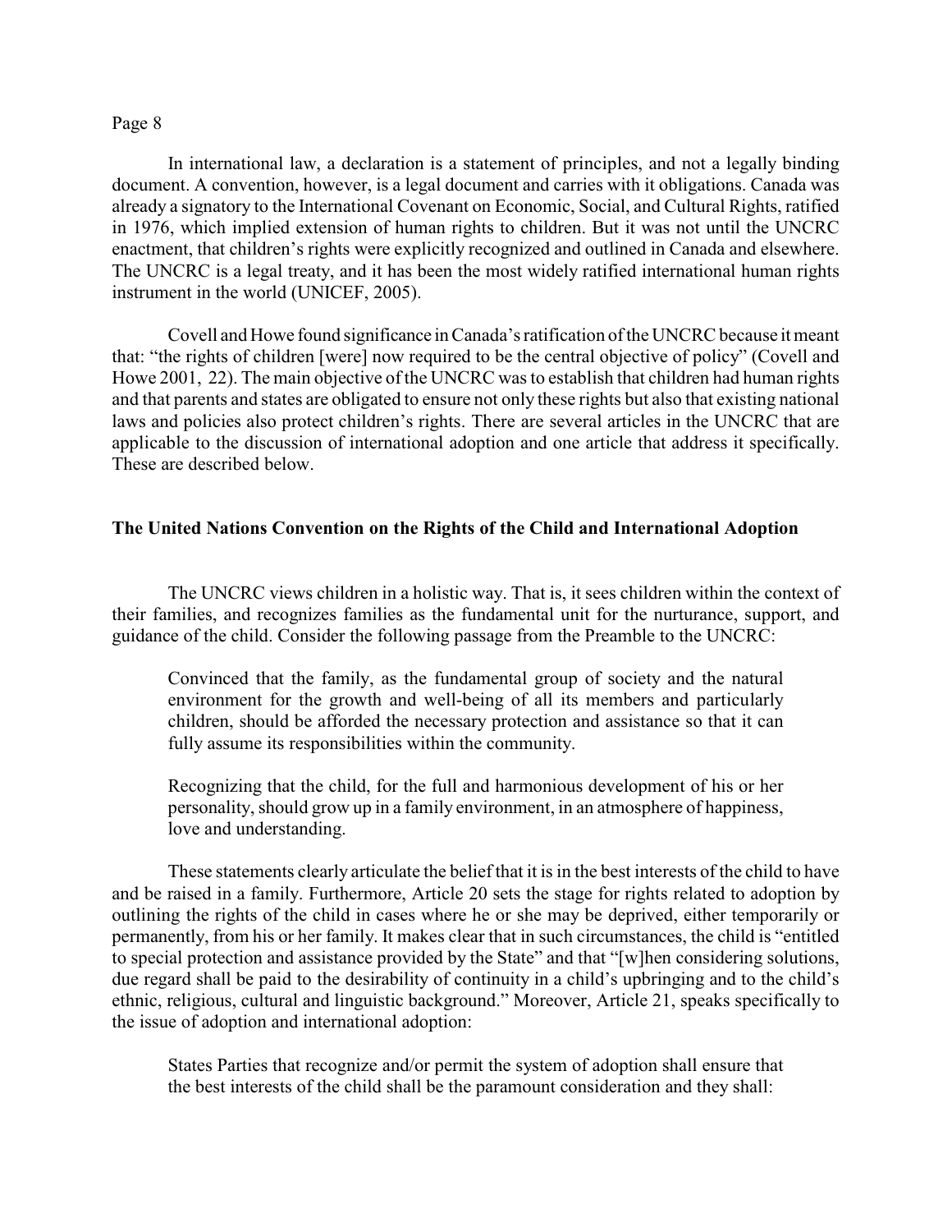In international law, a declaration is a statement of principles, and not a legally binding document. A convention, however, is a legal document and carries with it obligations. Canada was already a signatory to the International Covenant on Economic, Social, and Cultural Rights, ratified in 1976, which implied extension of human rights to children. But it was not until the UNCRC enactment, that children's rights were explicitly recognized and outlined in Canada and elsewhere. The UNCRC is a legal treaty, and it has been the most widely ratified international human rights instrument in the world (UNICEF, 2005).

Covell and Howe found significance in Canada's ratification of the UNCRC because it meant that: "the rights of children [were] now required to be the central objective of policy" (Covell and Howe 2001, 22). The main objective of the UNCRC was to establish that children had human rights and that parents and states are obligated to ensure not only these rights but also that existing national laws and policies also protect children's rights. There are several articles in the UNCRC that are applicable to the discussion of international adoption and one article that address it specifically. These are described below.

## The United Nations Convention on the Rights of the Child and International Adoption

The UNCRC views children in a holistic way. That is, it sees children within the context of their families, and recognizes families as the fundamental unit for the nurturance, support, and guidance of the child. Consider the following passage from the Preamble to the UNCRC:

> Convinced that the family, as the fundamental group of society and the natural environment for the growth and well-being of all its members and particularly children, should be afforded the necessary protection and assistance so that it can fully assume its responsibilities within the community.
>
> Recognizing that the child, for the full and harmonious development of his or her personality, should grow up in a family environment, in an atmosphere of happiness, love and understanding.

These statements clearly articulate the belief that it is in the best interests of the child to have and be raised in a family. Furthermore, Article 20 sets the stage for rights related to adoption by outlining the rights of the child in cases where he or she may be deprived, either temporarily or permanently, from his or her family. It makes clear that in such circumstances, the child is "entitled to special protection and assistance provided by the State" and that "[w]hen considering solutions, due regard shall be paid to the desirability of continuity in a child's upbringing and to the child's ethnic, religious, cultural and linguistic background." Moreover, Article 21, speaks specifically to the issue of adoption and international adoption:

> States Parties that recognize and/or permit the system of adoption shall ensure that the best interests of the child shall be the paramount consideration and they shall: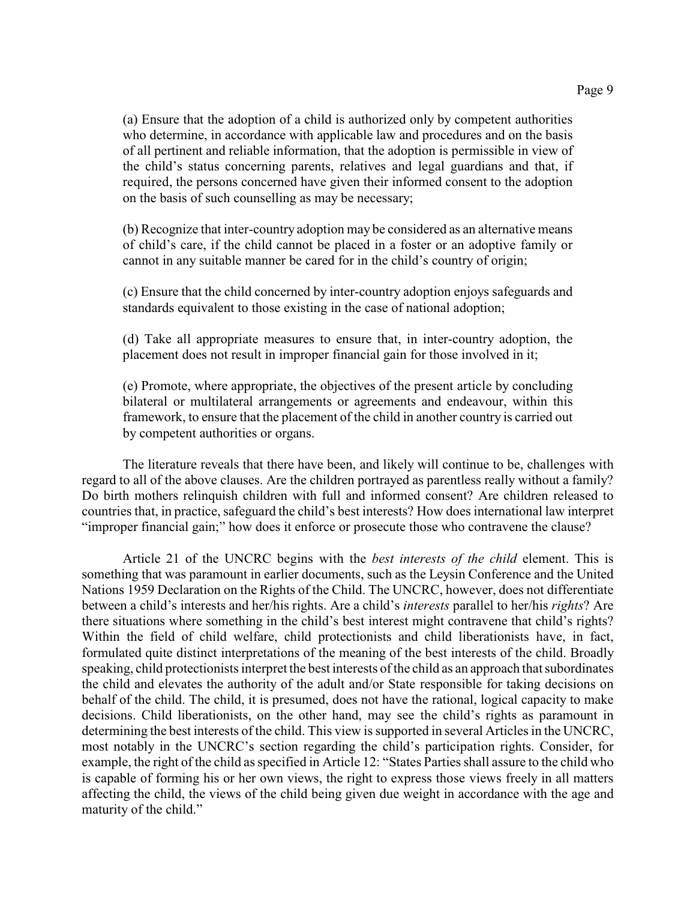(a) Ensure that the adoption of a child is authorized only by competent authorities who determine, in accordance with applicable law and procedures and on the basis of all pertinent and reliable information, that the adoption is permissible in view of the child's status concerning parents, relatives and legal guardians and that, if required, the persons concerned have given their informed consent to the adoption on the basis of such counselling as may be necessary;

(b) Recognize that inter-country adoption may be considered as an alternative means of child's care, if the child cannot be placed in a foster or an adoptive family or cannot in any suitable manner be cared for in the child's country of origin;

(c) Ensure that the child concerned by inter-country adoption enjoys safeguards and standards equivalent to those existing in the case of national adoption;

(d) Take all appropriate measures to ensure that, in inter-country adoption, the placement does not result in improper financial gain for those involved in it;

(e) Promote, where appropriate, the objectives of the present article by concluding bilateral or multilateral arrangements or agreements and endeavour, within this framework, to ensure that the placement of the child in another country is carried out by competent authorities or organs.

The literature reveals that there have been, and likely will continue to be, challenges with regard to all of the above clauses. Are the children portrayed as parentless really without a family? Do birth mothers relinquish children with full and informed consent? Are children released to countries that, in practice, safeguard the child's best interests? How does international law interpret "improper financial gain;" how does it enforce or prosecute those who contravene the clause?

Article 21 of the UNCRC begins with the *best interests of the child* element. This is something that was paramount in earlier documents, such as the Leysin Conference and the United Nations 1959 Declaration on the Rights of the Child. The UNCRC, however, does not differentiate between a child's interests and her/his rights. Are a child's *interests* parallel to her/his *rights*? Are there situations where something in the child's best interest might contravene that child's rights? Within the field of child welfare, child protectionists and child liberationists have, in fact, formulated quite distinct interpretations of the meaning of the best interests of the child. Broadly speaking, child protectionists interpret the best interests of the child as an approach that subordinates the child and elevates the authority of the adult and/or State responsible for taking decisions on behalf of the child. The child, it is presumed, does not have the rational, logical capacity to make decisions. Child liberationists, on the other hand, may see the child's rights as paramount in determining the best interests of the child. This view is supported in several Articles in the UNCRC, most notably in the UNCRC's section regarding the child's participation rights. Consider, for example, the right of the child as specified in Article 12: "States Parties shall assure to the child who is capable of forming his or her own views, the right to express those views freely in all matters affecting the child, the views of the child being given due weight in accordance with the age and maturity of the child."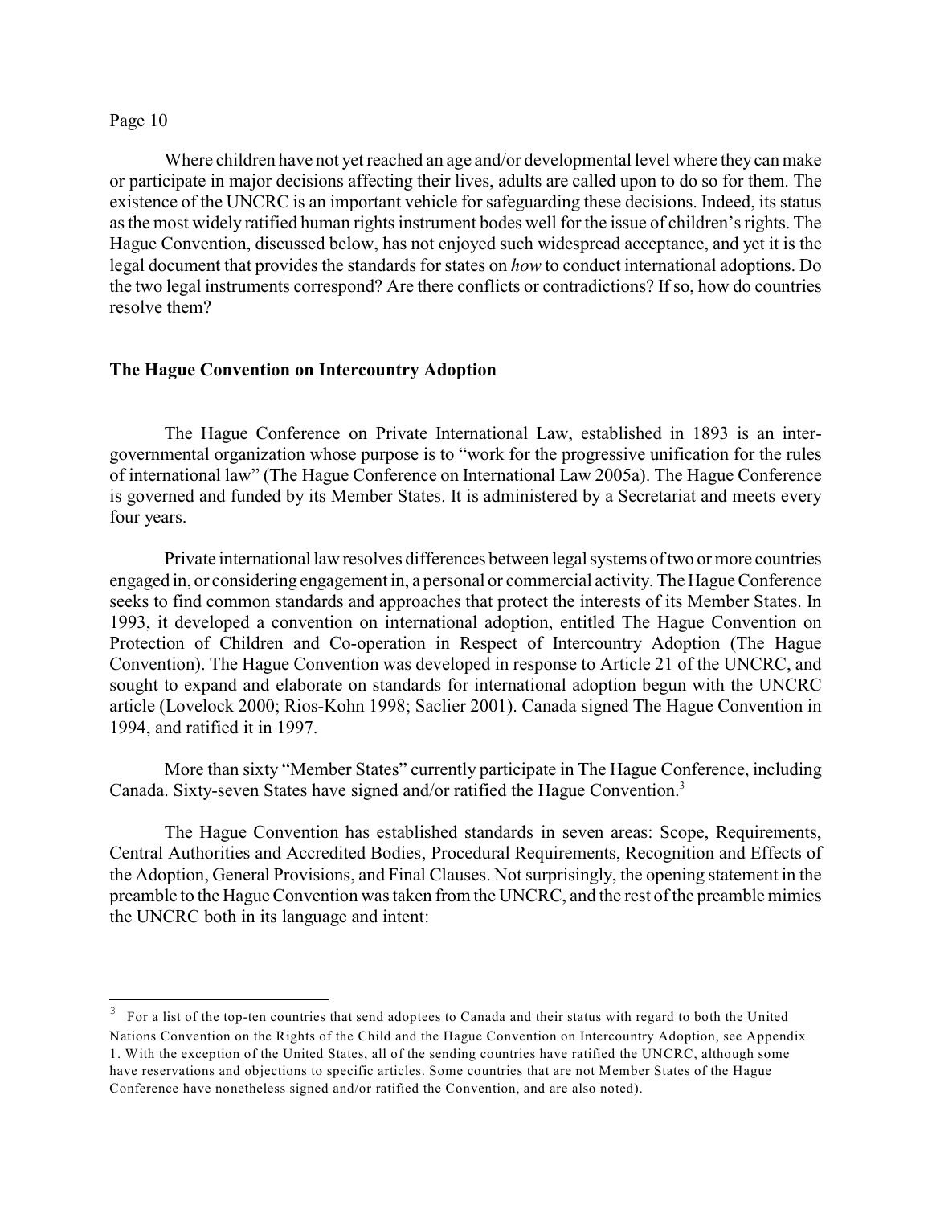Where children have not yet reached an age and/or developmental level where they can make or participate in major decisions affecting their lives, adults are called upon to do so for them. The existence of the UNCRC is an important vehicle for safeguarding these decisions. Indeed, its status as the most widely ratified human rights instrument bodes well for the issue of children's rights. The Hague Convention, discussed below, has not enjoyed such widespread acceptance, and yet it is the legal document that provides the standards for states on *how* to conduct international adoptions. Do the two legal instruments correspond? Are there conflicts or contradictions? If so, how do countries resolve them?

## The Hague Convention on Intercountry Adoption

The Hague Conference on Private International Law, established in 1893 is an inter-governmental organization whose purpose is to "work for the progressive unification for the rules of international law" (The Hague Conference on International Law 2005a). The Hague Conference is governed and funded by its Member States. It is administered by a Secretariat and meets every four years.

Private international law resolves differences between legal systems of two or more countries engaged in, or considering engagement in, a personal or commercial activity. The Hague Conference seeks to find common standards and approaches that protect the interests of its Member States. In 1993, it developed a convention on international adoption, entitled The Hague Convention on Protection of Children and Co-operation in Respect of Intercountry Adoption (The Hague Convention). The Hague Convention was developed in response to Article 21 of the UNCRC, and sought to expand and elaborate on standards for international adoption begun with the UNCRC article (Lovelock 2000; Rios-Kohn 1998; Saclier 2001). Canada signed The Hague Convention in 1994, and ratified it in 1997.

More than sixty "Member States" currently participate in The Hague Conference, including Canada. Sixty-seven States have signed and/or ratified the Hague Convention.[3]

The Hague Convention has established standards in seven areas: Scope, Requirements, Central Authorities and Accredited Bodies, Procedural Requirements, Recognition and Effects of the Adoption, General Provisions, and Final Clauses. Not surprisingly, the opening statement in the preamble to the Hague Convention was taken from the UNCRC, and the rest of the preamble mimics the UNCRC both in its language and intent:

[3] For a list of the top-ten countries that send adoptees to Canada and their status with regard to both the United Nations Convention on the Rights of the Child and the Hague Convention on Intercountry Adoption, see Appendix 1. With the exception of the United States, all of the sending countries have ratified the UNCRC, although some have reservations and objections to specific articles. Some countries that are not Member States of the Hague Conference have nonetheless signed and/or ratified the Convention, and are also noted).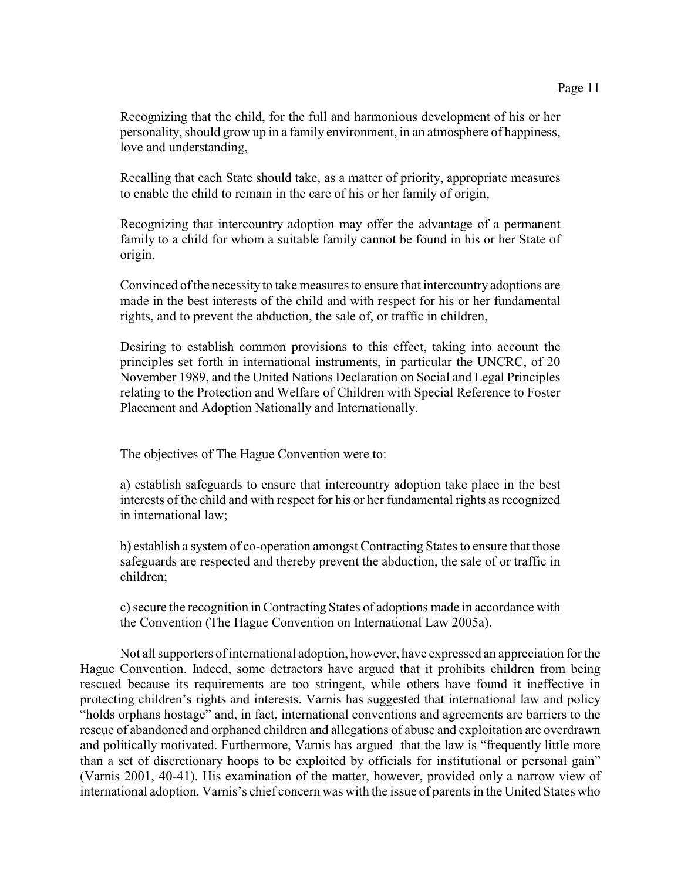Recognizing that the child, for the full and harmonious development of his or her personality, should grow up in a family environment, in an atmosphere of happiness, love and understanding,

Recalling that each State should take, as a matter of priority, appropriate measures to enable the child to remain in the care of his or her family of origin,

Recognizing that intercountry adoption may offer the advantage of a permanent family to a child for whom a suitable family cannot be found in his or her State of origin,

Convinced of the necessity to take measures to ensure that intercountry adoptions are made in the best interests of the child and with respect for his or her fundamental rights, and to prevent the abduction, the sale of, or traffic in children,

Desiring to establish common provisions to this effect, taking into account the principles set forth in international instruments, in particular the UNCRC, of 20 November 1989, and the United Nations Declaration on Social and Legal Principles relating to the Protection and Welfare of Children with Special Reference to Foster Placement and Adoption Nationally and Internationally.

The objectives of The Hague Convention were to:

a) establish safeguards to ensure that intercountry adoption take place in the best interests of the child and with respect for his or her fundamental rights as recognized in international law;

b) establish a system of co-operation amongst Contracting States to ensure that those safeguards are respected and thereby prevent the abduction, the sale of or traffic in children;

c) secure the recognition in Contracting States of adoptions made in accordance with the Convention (The Hague Convention on International Law 2005a).

Not all supporters of international adoption, however, have expressed an appreciation for the Hague Convention. Indeed, some detractors have argued that it prohibits children from being rescued because its requirements are too stringent, while others have found it ineffective in protecting children's rights and interests. Varnis has suggested that international law and policy "holds orphans hostage" and, in fact, international conventions and agreements are barriers to the rescue of abandoned and orphaned children and allegations of abuse and exploitation are overdrawn and politically motivated. Furthermore, Varnis has argued that the law is "frequently little more than a set of discretionary hoops to be exploited by officials for institutional or personal gain" (Varnis 2001, 40-41). His examination of the matter, however, provided only a narrow view of international adoption. Varnis's chief concern was with the issue of parents in the United States who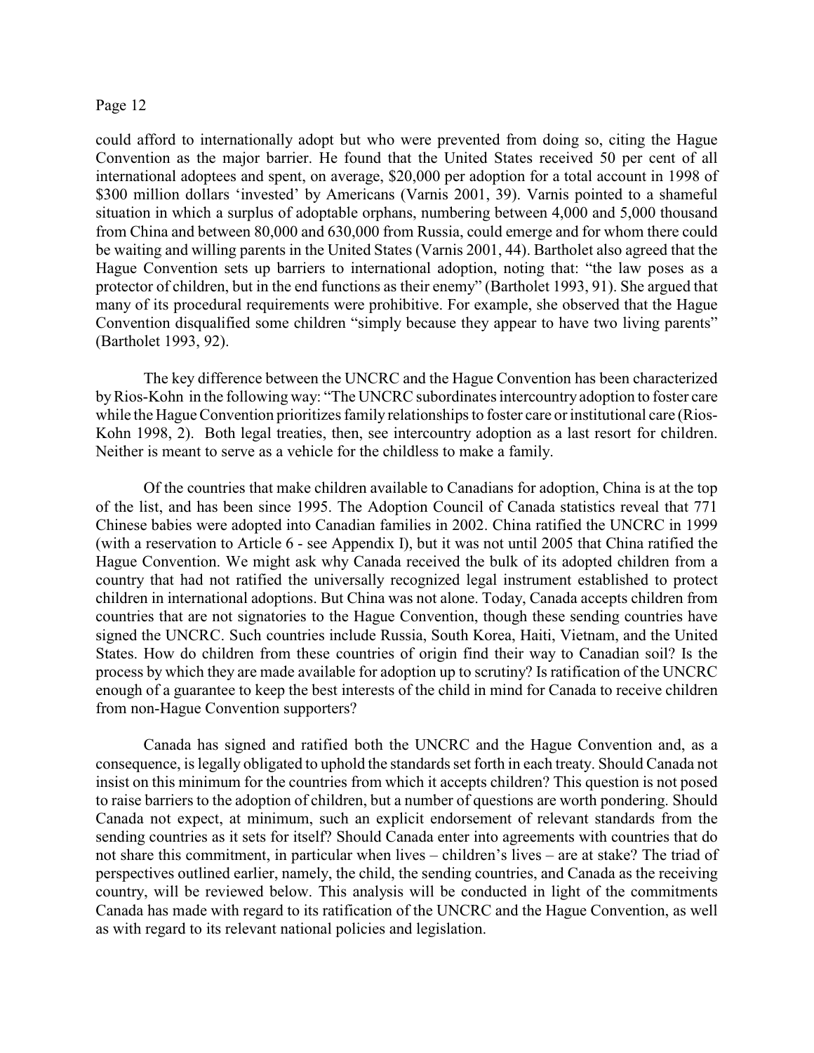could afford to internationally adopt but who were prevented from doing so, citing the Hague Convention as the major barrier. He found that the United States received 50 per cent of all international adoptees and spent, on average, $20,000 per adoption for a total account in 1998 of $300 million dollars 'invested' by Americans (Varnis 2001, 39). Varnis pointed to a shameful situation in which a surplus of adoptable orphans, numbering between 4,000 and 5,000 thousand from China and between 80,000 and 630,000 from Russia, could emerge and for whom there could be waiting and willing parents in the United States (Varnis 2001, 44). Bartholet also agreed that the Hague Convention sets up barriers to international adoption, noting that: "the law poses as a protector of children, but in the end functions as their enemy" (Bartholet 1993, 91). She argued that many of its procedural requirements were prohibitive. For example, she observed that the Hague Convention disqualified some children "simply because they appear to have two living parents" (Bartholet 1993, 92).

The key difference between the UNCRC and the Hague Convention has been characterized by Rios-Kohn in the following way: "The UNCRC subordinates intercountry adoption to foster care while the Hague Convention prioritizes family relationships to foster care or institutional care (Rios-Kohn 1998, 2). Both legal treaties, then, see intercountry adoption as a last resort for children. Neither is meant to serve as a vehicle for the childless to make a family.

Of the countries that make children available to Canadians for adoption, China is at the top of the list, and has been since 1995. The Adoption Council of Canada statistics reveal that 771 Chinese babies were adopted into Canadian families in 2002. China ratified the UNCRC in 1999 (with a reservation to Article 6 - see Appendix I), but it was not until 2005 that China ratified the Hague Convention. We might ask why Canada received the bulk of its adopted children from a country that had not ratified the universally recognized legal instrument established to protect children in international adoptions. But China was not alone. Today, Canada accepts children from countries that are not signatories to the Hague Convention, though these sending countries have signed the UNCRC. Such countries include Russia, South Korea, Haiti, Vietnam, and the United States. How do children from these countries of origin find their way to Canadian soil? Is the process by which they are made available for adoption up to scrutiny? Is ratification of the UNCRC enough of a guarantee to keep the best interests of the child in mind for Canada to receive children from non-Hague Convention supporters?

Canada has signed and ratified both the UNCRC and the Hague Convention and, as a consequence, is legally obligated to uphold the standards set forth in each treaty. Should Canada not insist on this minimum for the countries from which it accepts children? This question is not posed to raise barriers to the adoption of children, but a number of questions are worth pondering. Should Canada not expect, at minimum, such an explicit endorsement of relevant standards from the sending countries as it sets for itself? Should Canada enter into agreements with countries that do not share this commitment, in particular when lives – children's lives – are at stake? The triad of perspectives outlined earlier, namely, the child, the sending countries, and Canada as the receiving country, will be reviewed below. This analysis will be conducted in light of the commitments Canada has made with regard to its ratification of the UNCRC and the Hague Convention, as well as with regard to its relevant national policies and legislation.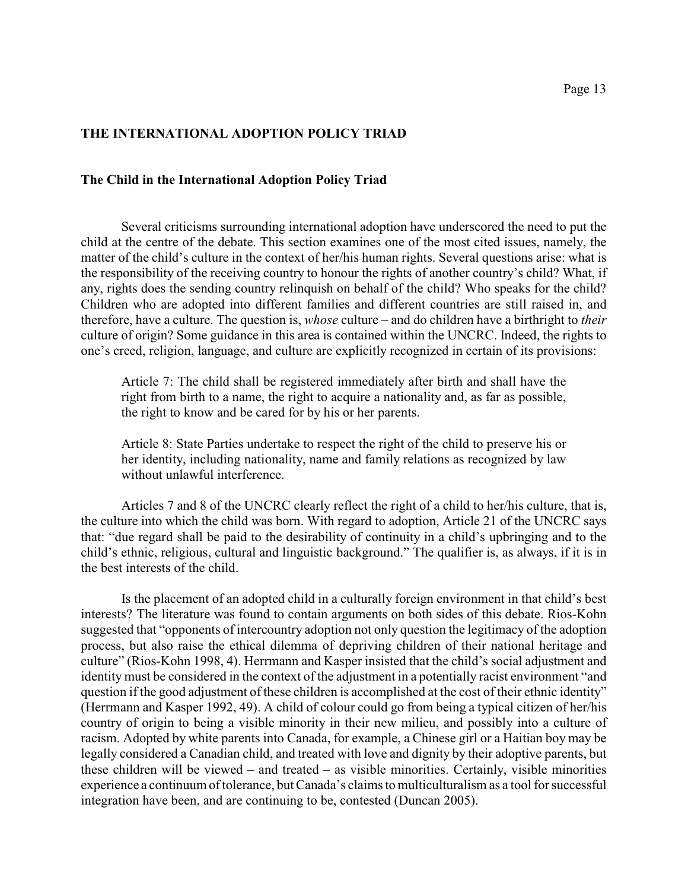## THE INTERNATIONAL ADOPTION POLICY TRIAD

### The Child in the International Adoption Policy Triad

Several criticisms surrounding international adoption have underscored the need to put the child at the centre of the debate. This section examines one of the most cited issues, namely, the matter of the child's culture in the context of her/his human rights. Several questions arise: what is the responsibility of the receiving country to honour the rights of another country's child? What, if any, rights does the sending country relinquish on behalf of the child? Who speaks for the child? Children who are adopted into different families and different countries are still raised in, and therefore, have a culture. The question is, *whose* culture – and do children have a birthright to *their* culture of origin? Some guidance in this area is contained within the UNCRC. Indeed, the rights to one's creed, religion, language, and culture are explicitly recognized in certain of its provisions:

> Article 7: The child shall be registered immediately after birth and shall have the right from birth to a name, the right to acquire a nationality and, as far as possible, the right to know and be cared for by his or her parents.
>
> Article 8: State Parties undertake to respect the right of the child to preserve his or her identity, including nationality, name and family relations as recognized by law without unlawful interference.

Articles 7 and 8 of the UNCRC clearly reflect the right of a child to her/his culture, that is, the culture into which the child was born. With regard to adoption, Article 21 of the UNCRC says that: "due regard shall be paid to the desirability of continuity in a child's upbringing and to the child's ethnic, religious, cultural and linguistic background." The qualifier is, as always, if it is in the best interests of the child.

Is the placement of an adopted child in a culturally foreign environment in that child's best interests? The literature was found to contain arguments on both sides of this debate. Rios-Kohn suggested that "opponents of intercountry adoption not only question the legitimacy of the adoption process, but also raise the ethical dilemma of depriving children of their national heritage and culture" (Rios-Kohn 1998, 4). Herrmann and Kasper insisted that the child's social adjustment and identity must be considered in the context of the adjustment in a potentially racist environment "and question if the good adjustment of these children is accomplished at the cost of their ethnic identity" (Herrmann and Kasper 1992, 49). A child of colour could go from being a typical citizen of her/his country of origin to being a visible minority in their new milieu, and possibly into a culture of racism. Adopted by white parents into Canada, for example, a Chinese girl or a Haitian boy may be legally considered a Canadian child, and treated with love and dignity by their adoptive parents, but these children will be viewed – and treated – as visible minorities. Certainly, visible minorities experience a continuum of tolerance, but Canada's claims to multiculturalism as a tool for successful integration have been, and are continuing to be, contested (Duncan 2005).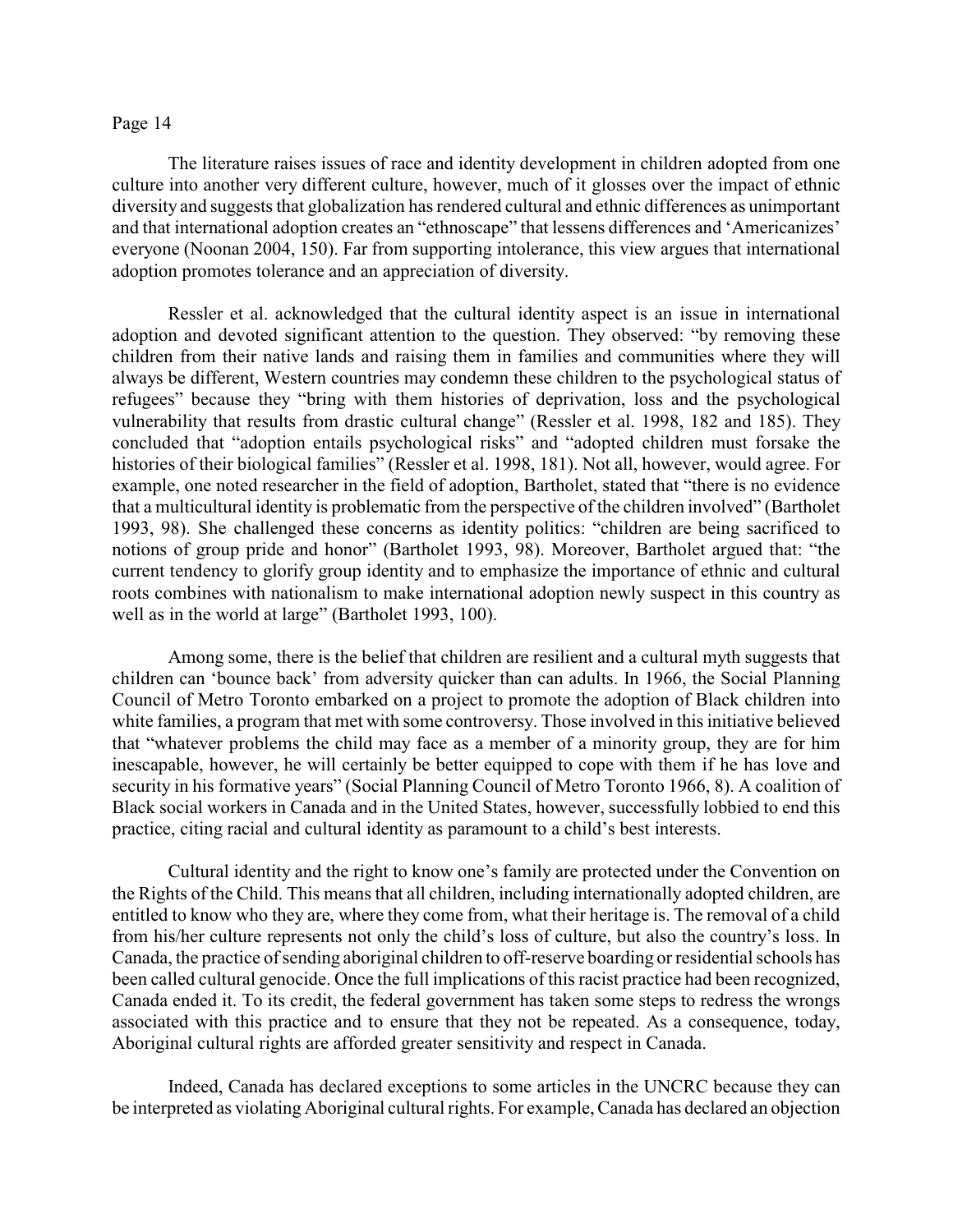The literature raises issues of race and identity development in children adopted from one culture into another very different culture, however, much of it glosses over the impact of ethnic diversity and suggests that globalization has rendered cultural and ethnic differences as unimportant and that international adoption creates an "ethnoscape" that lessens differences and 'Americanizes' everyone (Noonan 2004, 150). Far from supporting intolerance, this view argues that international adoption promotes tolerance and an appreciation of diversity.

Ressler et al. acknowledged that the cultural identity aspect is an issue in international adoption and devoted significant attention to the question. They observed: "by removing these children from their native lands and raising them in families and communities where they will always be different, Western countries may condemn these children to the psychological status of refugees" because they "bring with them histories of deprivation, loss and the psychological vulnerability that results from drastic cultural change" (Ressler et al. 1998, 182 and 185). They concluded that "adoption entails psychological risks" and "adopted children must forsake the histories of their biological families" (Ressler et al. 1998, 181). Not all, however, would agree. For example, one noted researcher in the field of adoption, Bartholet, stated that "there is no evidence that a multicultural identity is problematic from the perspective of the children involved" (Bartholet 1993, 98). She challenged these concerns as identity politics: "children are being sacrificed to notions of group pride and honor" (Bartholet 1993, 98). Moreover, Bartholet argued that: "the current tendency to glorify group identity and to emphasize the importance of ethnic and cultural roots combines with nationalism to make international adoption newly suspect in this country as well as in the world at large" (Bartholet 1993, 100).

Among some, there is the belief that children are resilient and a cultural myth suggests that children can 'bounce back' from adversity quicker than can adults. In 1966, the Social Planning Council of Metro Toronto embarked on a project to promote the adoption of Black children into white families, a program that met with some controversy. Those involved in this initiative believed that "whatever problems the child may face as a member of a minority group, they are for him inescapable, however, he will certainly be better equipped to cope with them if he has love and security in his formative years" (Social Planning Council of Metro Toronto 1966, 8). A coalition of Black social workers in Canada and in the United States, however, successfully lobbied to end this practice, citing racial and cultural identity as paramount to a child's best interests.

Cultural identity and the right to know one's family are protected under the Convention on the Rights of the Child. This means that all children, including internationally adopted children, are entitled to know who they are, where they come from, what their heritage is. The removal of a child from his/her culture represents not only the child's loss of culture, but also the country's loss. In Canada, the practice of sending aboriginal children to off-reserve boarding or residential schools has been called cultural genocide. Once the full implications of this racist practice had been recognized, Canada ended it. To its credit, the federal government has taken some steps to redress the wrongs associated with this practice and to ensure that they not be repeated. As a consequence, today, Aboriginal cultural rights are afforded greater sensitivity and respect in Canada.

Indeed, Canada has declared exceptions to some articles in the UNCRC because they can be interpreted as violating Aboriginal cultural rights. For example, Canada has declared an objection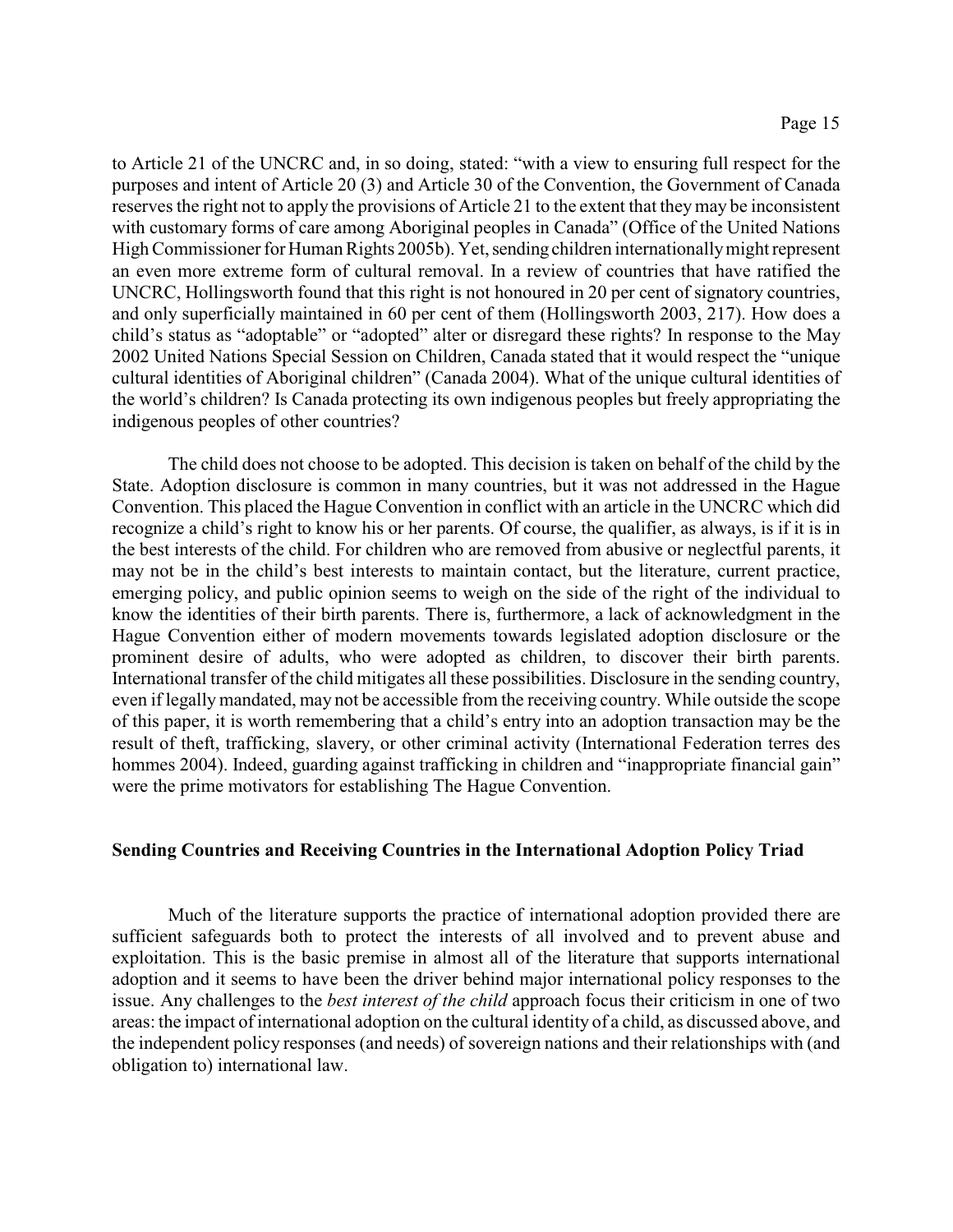to Article 21 of the UNCRC and, in so doing, stated: "with a view to ensuring full respect for the purposes and intent of Article 20 (3) and Article 30 of the Convention, the Government of Canada reserves the right not to apply the provisions of Article 21 to the extent that they may be inconsistent with customary forms of care among Aboriginal peoples in Canada" (Office of the United Nations High Commissioner for Human Rights 2005b). Yet, sending children internationally might represent an even more extreme form of cultural removal. In a review of countries that have ratified the UNCRC, Hollingsworth found that this right is not honoured in 20 per cent of signatory countries, and only superficially maintained in 60 per cent of them (Hollingsworth 2003, 217). How does a child's status as "adoptable" or "adopted" alter or disregard these rights? In response to the May 2002 United Nations Special Session on Children, Canada stated that it would respect the "unique cultural identities of Aboriginal children" (Canada 2004). What of the unique cultural identities of the world's children? Is Canada protecting its own indigenous peoples but freely appropriating the indigenous peoples of other countries?

The child does not choose to be adopted. This decision is taken on behalf of the child by the State. Adoption disclosure is common in many countries, but it was not addressed in the Hague Convention. This placed the Hague Convention in conflict with an article in the UNCRC which did recognize a child's right to know his or her parents. Of course, the qualifier, as always, is if it is in the best interests of the child. For children who are removed from abusive or neglectful parents, it may not be in the child's best interests to maintain contact, but the literature, current practice, emerging policy, and public opinion seems to weigh on the side of the right of the individual to know the identities of their birth parents. There is, furthermore, a lack of acknowledgment in the Hague Convention either of modern movements towards legislated adoption disclosure or the prominent desire of adults, who were adopted as children, to discover their birth parents. International transfer of the child mitigates all these possibilities. Disclosure in the sending country, even if legally mandated, may not be accessible from the receiving country. While outside the scope of this paper, it is worth remembering that a child's entry into an adoption transaction may be the result of theft, trafficking, slavery, or other criminal activity (International Federation terres des hommes 2004). Indeed, guarding against trafficking in children and "inappropriate financial gain" were the prime motivators for establishing The Hague Convention.

## Sending Countries and Receiving Countries in the International Adoption Policy Triad

Much of the literature supports the practice of international adoption provided there are sufficient safeguards both to protect the interests of all involved and to prevent abuse and exploitation. This is the basic premise in almost all of the literature that supports international adoption and it seems to have been the driver behind major international policy responses to the issue. Any challenges to the *best interest of the child* approach focus their criticism in one of two areas: the impact of international adoption on the cultural identity of a child, as discussed above, and the independent policy responses (and needs) of sovereign nations and their relationships with (and obligation to) international law.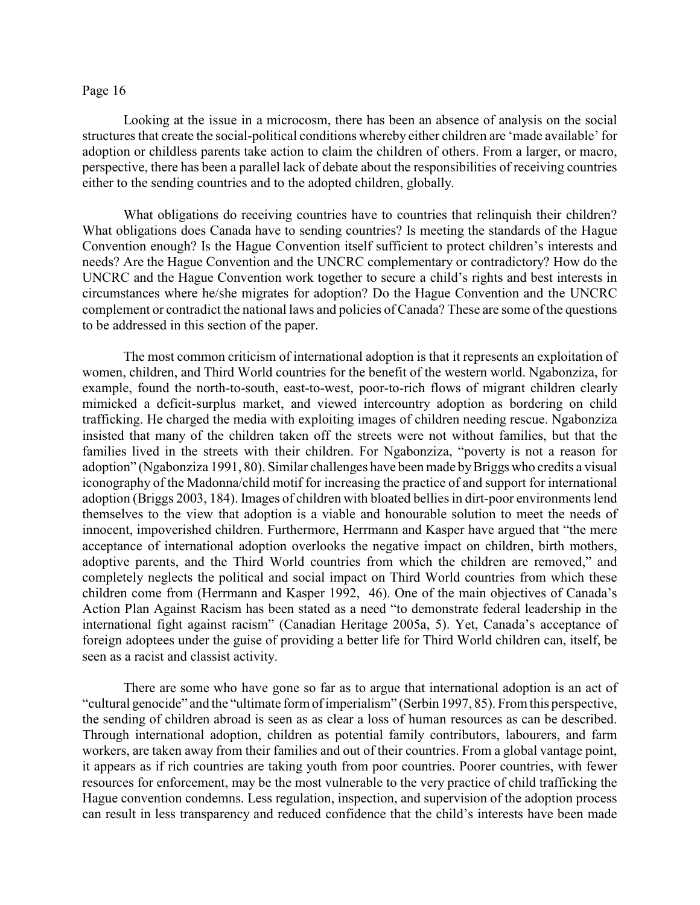Looking at the issue in a microcosm, there has been an absence of analysis on the social structures that create the social-political conditions whereby either children are 'made available' for adoption or childless parents take action to claim the children of others. From a larger, or macro, perspective, there has been a parallel lack of debate about the responsibilities of receiving countries either to the sending countries and to the adopted children, globally.

What obligations do receiving countries have to countries that relinquish their children? What obligations does Canada have to sending countries? Is meeting the standards of the Hague Convention enough? Is the Hague Convention itself sufficient to protect children's interests and needs? Are the Hague Convention and the UNCRC complementary or contradictory? How do the UNCRC and the Hague Convention work together to secure a child's rights and best interests in circumstances where he/she migrates for adoption? Do the Hague Convention and the UNCRC complement or contradict the national laws and policies of Canada? These are some of the questions to be addressed in this section of the paper.

The most common criticism of international adoption is that it represents an exploitation of women, children, and Third World countries for the benefit of the western world. Ngabonziza, for example, found the north-to-south, east-to-west, poor-to-rich flows of migrant children clearly mimicked a deficit-surplus market, and viewed intercountry adoption as bordering on child trafficking. He charged the media with exploiting images of children needing rescue. Ngabonziza insisted that many of the children taken off the streets were not without families, but that the families lived in the streets with their children. For Ngabonziza, "poverty is not a reason for adoption" (Ngabonziza 1991, 80). Similar challenges have been made by Briggs who credits a visual iconography of the Madonna/child motif for increasing the practice of and support for international adoption (Briggs 2003, 184). Images of children with bloated bellies in dirt-poor environments lend themselves to the view that adoption is a viable and honourable solution to meet the needs of innocent, impoverished children. Furthermore, Herrmann and Kasper have argued that "the mere acceptance of international adoption overlooks the negative impact on children, birth mothers, adoptive parents, and the Third World countries from which the children are removed," and completely neglects the political and social impact on Third World countries from which these children come from (Herrmann and Kasper 1992, 46). One of the main objectives of Canada's Action Plan Against Racism has been stated as a need "to demonstrate federal leadership in the international fight against racism" (Canadian Heritage 2005a, 5). Yet, Canada's acceptance of foreign adoptees under the guise of providing a better life for Third World children can, itself, be seen as a racist and classist activity.

There are some who have gone so far as to argue that international adoption is an act of "cultural genocide" and the "ultimate form of imperialism" (Serbin 1997, 85). From this perspective, the sending of children abroad is seen as as clear a loss of human resources as can be described. Through international adoption, children as potential family contributors, labourers, and farm workers, are taken away from their families and out of their countries. From a global vantage point, it appears as if rich countries are taking youth from poor countries. Poorer countries, with fewer resources for enforcement, may be the most vulnerable to the very practice of child trafficking the Hague convention condemns. Less regulation, inspection, and supervision of the adoption process can result in less transparency and reduced confidence that the child's interests have been made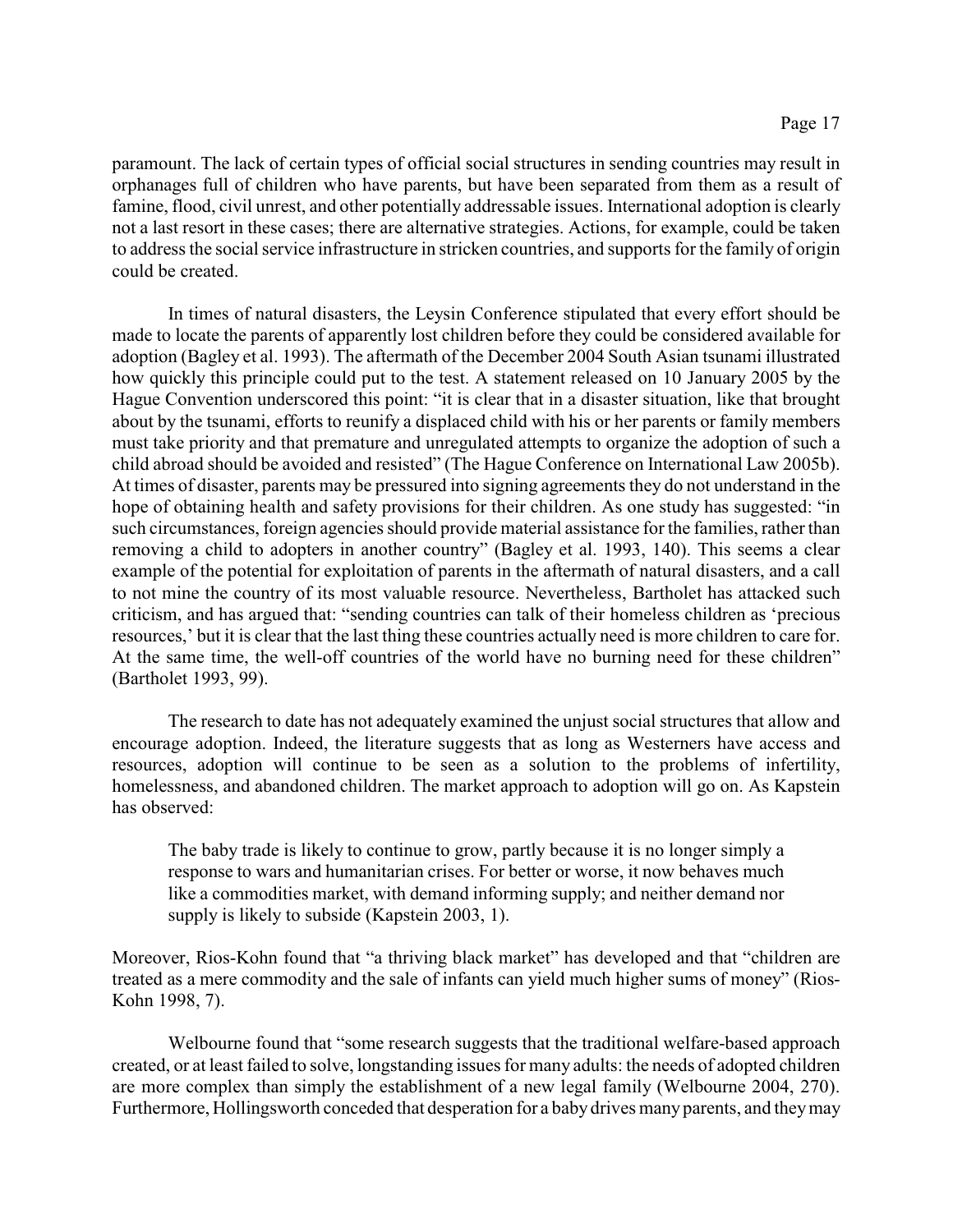paramount. The lack of certain types of official social structures in sending countries may result in orphanages full of children who have parents, but have been separated from them as a result of famine, flood, civil unrest, and other potentially addressable issues. International adoption is clearly not a last resort in these cases; there are alternative strategies. Actions, for example, could be taken to address the social service infrastructure in stricken countries, and supports for the family of origin could be created.

In times of natural disasters, the Leysin Conference stipulated that every effort should be made to locate the parents of apparently lost children before they could be considered available for adoption (Bagley et al. 1993). The aftermath of the December 2004 South Asian tsunami illustrated how quickly this principle could put to the test. A statement released on 10 January 2005 by the Hague Convention underscored this point: "it is clear that in a disaster situation, like that brought about by the tsunami, efforts to reunify a displaced child with his or her parents or family members must take priority and that premature and unregulated attempts to organize the adoption of such a child abroad should be avoided and resisted" (The Hague Conference on International Law 2005b). At times of disaster, parents may be pressured into signing agreements they do not understand in the hope of obtaining health and safety provisions for their children. As one study has suggested: "in such circumstances, foreign agencies should provide material assistance for the families, rather than removing a child to adopters in another country" (Bagley et al. 1993, 140). This seems a clear example of the potential for exploitation of parents in the aftermath of natural disasters, and a call to not mine the country of its most valuable resource. Nevertheless, Bartholet has attacked such criticism, and has argued that: "sending countries can talk of their homeless children as 'precious resources,' but it is clear that the last thing these countries actually need is more children to care for. At the same time, the well-off countries of the world have no burning need for these children" (Bartholet 1993, 99).

The research to date has not adequately examined the unjust social structures that allow and encourage adoption. Indeed, the literature suggests that as long as Westerners have access and resources, adoption will continue to be seen as a solution to the problems of infertility, homelessness, and abandoned children. The market approach to adoption will go on. As Kapstein has observed:

> The baby trade is likely to continue to grow, partly because it is no longer simply a response to wars and humanitarian crises. For better or worse, it now behaves much like a commodities market, with demand informing supply; and neither demand nor supply is likely to subside (Kapstein 2003, 1).

Moreover, Rios-Kohn found that "a thriving black market" has developed and that "children are treated as a mere commodity and the sale of infants can yield much higher sums of money" (Rios-Kohn 1998, 7).

Welbourne found that "some research suggests that the traditional welfare-based approach created, or at least failed to solve, longstanding issues for many adults: the needs of adopted children are more complex than simply the establishment of a new legal family (Welbourne 2004, 270). Furthermore, Hollingsworth conceded that desperation for a baby drives many parents, and they may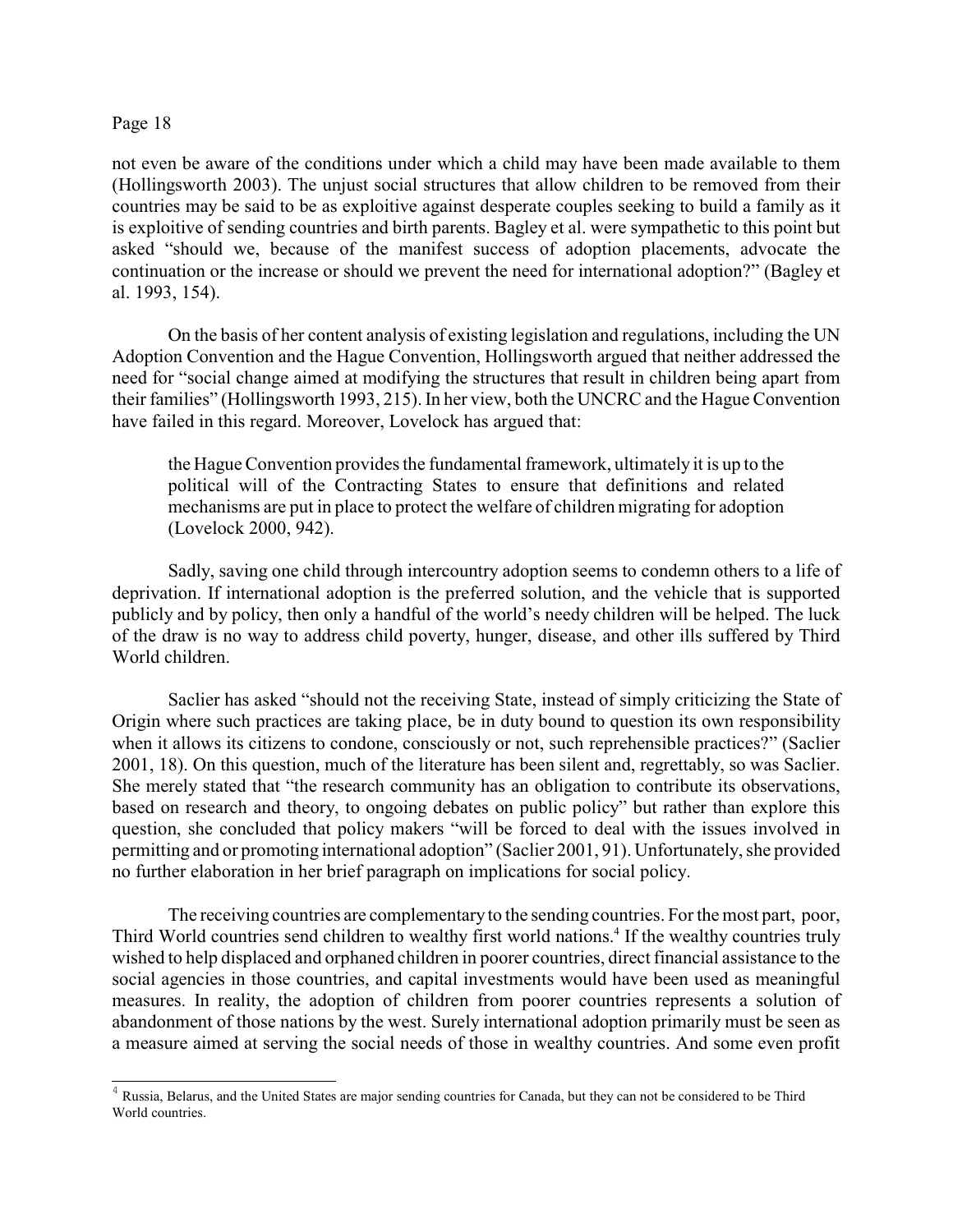not even be aware of the conditions under which a child may have been made available to them (Hollingsworth 2003). The unjust social structures that allow children to be removed from their countries may be said to be as exploitive against desperate couples seeking to build a family as it is exploitive of sending countries and birth parents. Bagley et al. were sympathetic to this point but asked "should we, because of the manifest success of adoption placements, advocate the continuation or the increase or should we prevent the need for international adoption?" (Bagley et al. 1993, 154).

On the basis of her content analysis of existing legislation and regulations, including the UN Adoption Convention and the Hague Convention, Hollingsworth argued that neither addressed the need for "social change aimed at modifying the structures that result in children being apart from their families" (Hollingsworth 1993, 215). In her view, both the UNCRC and the Hague Convention have failed in this regard. Moreover, Lovelock has argued that:

> the Hague Convention provides the fundamental framework, ultimately it is up to the political will of the Contracting States to ensure that definitions and related mechanisms are put in place to protect the welfare of children migrating for adoption (Lovelock 2000, 942).

Sadly, saving one child through intercountry adoption seems to condemn others to a life of deprivation. If international adoption is the preferred solution, and the vehicle that is supported publicly and by policy, then only a handful of the world's needy children will be helped. The luck of the draw is no way to address child poverty, hunger, disease, and other ills suffered by Third World children.

Saclier has asked "should not the receiving State, instead of simply criticizing the State of Origin where such practices are taking place, be in duty bound to question its own responsibility when it allows its citizens to condone, consciously or not, such reprehensible practices?" (Saclier 2001, 18). On this question, much of the literature has been silent and, regrettably, so was Saclier. She merely stated that "the research community has an obligation to contribute its observations, based on research and theory, to ongoing debates on public policy" but rather than explore this question, she concluded that policy makers "will be forced to deal with the issues involved in permitting and or promoting international adoption" (Saclier 2001, 91). Unfortunately, she provided no further elaboration in her brief paragraph on implications for social policy.

The receiving countries are complementary to the sending countries. For the most part, poor, Third World countries send children to wealthy first world nations.[4] If the wealthy countries truly wished to help displaced and orphaned children in poorer countries, direct financial assistance to the social agencies in those countries, and capital investments would have been used as meaningful measures. In reality, the adoption of children from poorer countries represents a solution of abandonment of those nations by the west. Surely international adoption primarily must be seen as a measure aimed at serving the social needs of those in wealthy countries. And some even profit

[4] Russia, Belarus, and the United States are major sending countries for Canada, but they can not be considered to be Third World countries.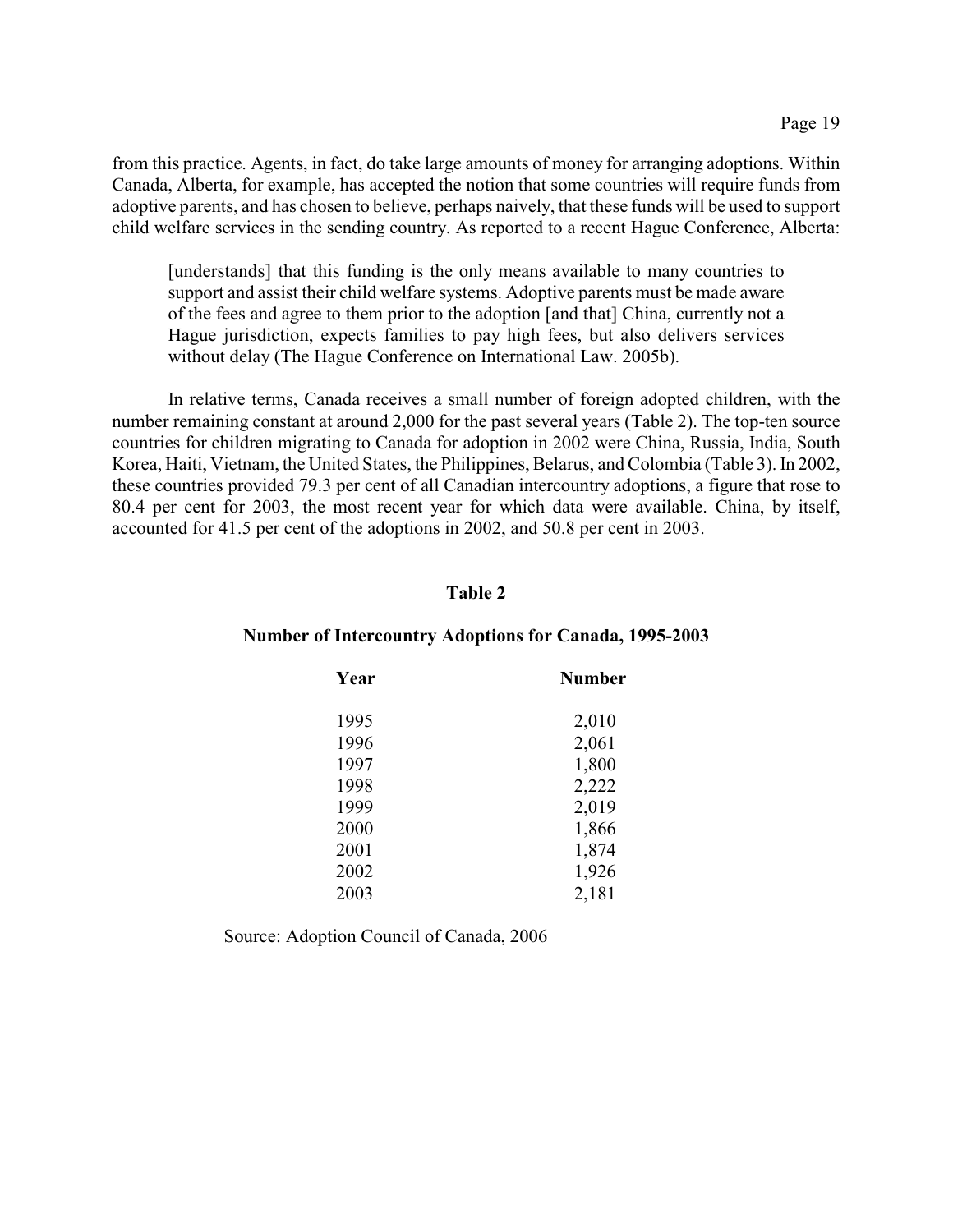from this practice. Agents, in fact, do take large amounts of money for arranging adoptions. Within Canada, Alberta, for example, has accepted the notion that some countries will require funds from adoptive parents, and has chosen to believe, perhaps naively, that these funds will be used to support child welfare services in the sending country. As reported to a recent Hague Conference, Alberta:

> [understands] that this funding is the only means available to many countries to support and assist their child welfare systems. Adoptive parents must be made aware of the fees and agree to them prior to the adoption [and that] China, currently not a Hague jurisdiction, expects families to pay high fees, but also delivers services without delay (The Hague Conference on International Law. 2005b).

In relative terms, Canada receives a small number of foreign adopted children, with the number remaining constant at around 2,000 for the past several years (Table 2). The top-ten source countries for children migrating to Canada for adoption in 2002 were China, Russia, India, South Korea, Haiti, Vietnam, the United States, the Philippines, Belarus, and Colombia (Table 3). In 2002, these countries provided 79.3 per cent of all Canadian intercountry adoptions, a figure that rose to 80.4 per cent for 2003, the most recent year for which data were available. China, by itself, accounted for 41.5 per cent of the adoptions in 2002, and 50.8 per cent in 2003.

**Table 2**

**Number of Intercountry Adoptions for Canada, 1995-2003**

| Year | Number |
|---|---|
| 1995 | 2,010 |
| 1996 | 2,061 |
| 1997 | 1,800 |
| 1998 | 2,222 |
| 1999 | 2,019 |
| 2000 | 1,866 |
| 2001 | 1,874 |
| 2002 | 1,926 |
| 2003 | 2,181 |

Source: Adoption Council of Canada, 2006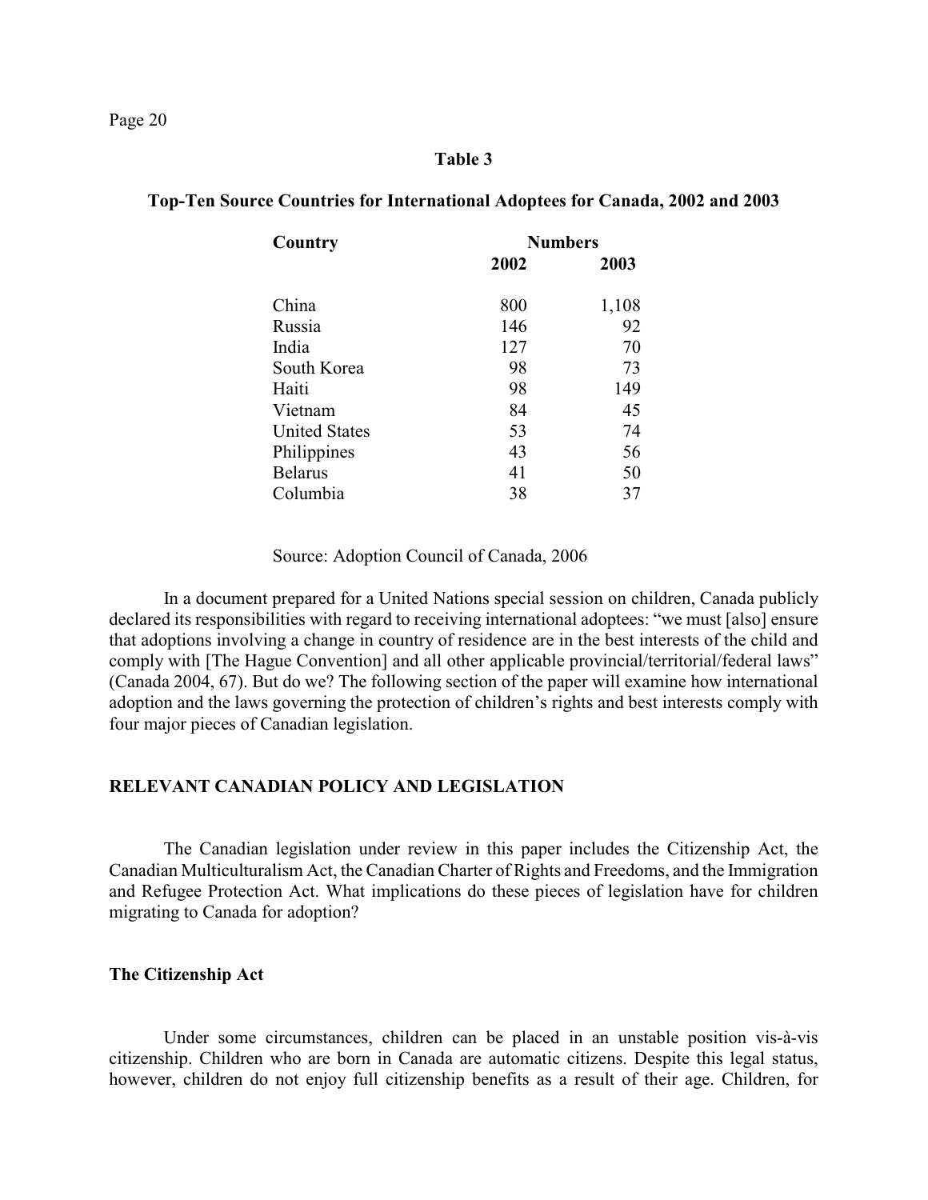**Table 3**

**Top-Ten Source Countries for International Adoptees for Canada, 2002 and 2003**

| Country | Numbers | |
|---|---|---|
| | 2002 | 2003 |
| China | 800 | 1,108 |
| Russia | 146 | 92 |
| India | 127 | 70 |
| South Korea | 98 | 73 |
| Haiti | 98 | 149 |
| Vietnam | 84 | 45 |
| United States | 53 | 74 |
| Philippines | 43 | 56 |
| Belarus | 41 | 50 |
| Columbia | 38 | 37 |

Source: Adoption Council of Canada, 2006

In a document prepared for a United Nations special session on children, Canada publicly declared its responsibilities with regard to receiving international adoptees: "we must [also] ensure that adoptions involving a change in country of residence are in the best interests of the child and comply with [The Hague Convention] and all other applicable provincial/territorial/federal laws" (Canada 2004, 67). But do we? The following section of the paper will examine how international adoption and the laws governing the protection of children's rights and best interests comply with four major pieces of Canadian legislation.

## RELEVANT CANADIAN POLICY AND LEGISLATION

The Canadian legislation under review in this paper includes the Citizenship Act, the Canadian Multiculturalism Act, the Canadian Charter of Rights and Freedoms, and the Immigration and Refugee Protection Act. What implications do these pieces of legislation have for children migrating to Canada for adoption?

### The Citizenship Act

Under some circumstances, children can be placed in an unstable position vis-à-vis citizenship. Children who are born in Canada are automatic citizens. Despite this legal status, however, children do not enjoy full citizenship benefits as a result of their age. Children, for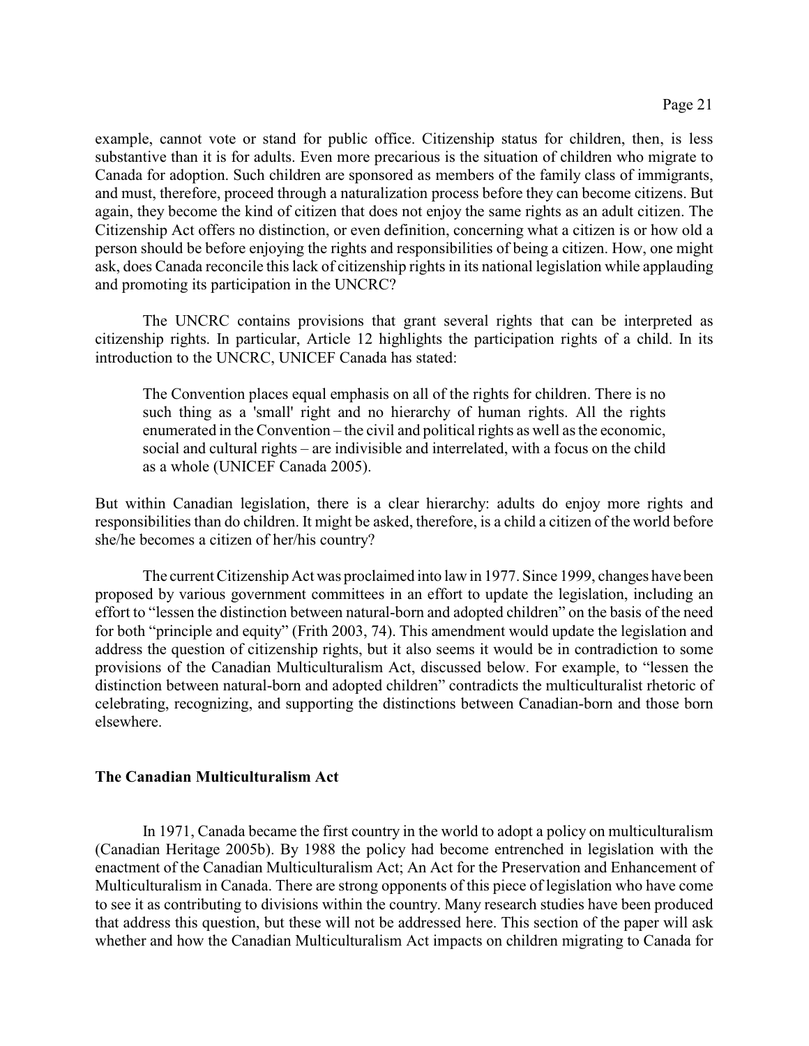example, cannot vote or stand for public office. Citizenship status for children, then, is less substantive than it is for adults. Even more precarious is the situation of children who migrate to Canada for adoption. Such children are sponsored as members of the family class of immigrants, and must, therefore, proceed through a naturalization process before they can become citizens. But again, they become the kind of citizen that does not enjoy the same rights as an adult citizen. The Citizenship Act offers no distinction, or even definition, concerning what a citizen is or how old a person should be before enjoying the rights and responsibilities of being a citizen. How, one might ask, does Canada reconcile this lack of citizenship rights in its national legislation while applauding and promoting its participation in the UNCRC?

The UNCRC contains provisions that grant several rights that can be interpreted as citizenship rights. In particular, Article 12 highlights the participation rights of a child. In its introduction to the UNCRC, UNICEF Canada has stated:

> The Convention places equal emphasis on all of the rights for children. There is no such thing as a 'small' right and no hierarchy of human rights. All the rights enumerated in the Convention – the civil and political rights as well as the economic, social and cultural rights – are indivisible and interrelated, with a focus on the child as a whole (UNICEF Canada 2005).

But within Canadian legislation, there is a clear hierarchy: adults do enjoy more rights and responsibilities than do children. It might be asked, therefore, is a child a citizen of the world before she/he becomes a citizen of her/his country?

The current Citizenship Act was proclaimed into law in 1977. Since 1999, changes have been proposed by various government committees in an effort to update the legislation, including an effort to "lessen the distinction between natural-born and adopted children" on the basis of the need for both "principle and equity" (Frith 2003, 74). This amendment would update the legislation and address the question of citizenship rights, but it also seems it would be in contradiction to some provisions of the Canadian Multiculturalism Act, discussed below. For example, to "lessen the distinction between natural-born and adopted children" contradicts the multiculturalist rhetoric of celebrating, recognizing, and supporting the distinctions between Canadian-born and those born elsewhere.

## The Canadian Multiculturalism Act

In 1971, Canada became the first country in the world to adopt a policy on multiculturalism (Canadian Heritage 2005b). By 1988 the policy had become entrenched in legislation with the enactment of the Canadian Multiculturalism Act; An Act for the Preservation and Enhancement of Multiculturalism in Canada. There are strong opponents of this piece of legislation who have come to see it as contributing to divisions within the country. Many research studies have been produced that address this question, but these will not be addressed here. This section of the paper will ask whether and how the Canadian Multiculturalism Act impacts on children migrating to Canada for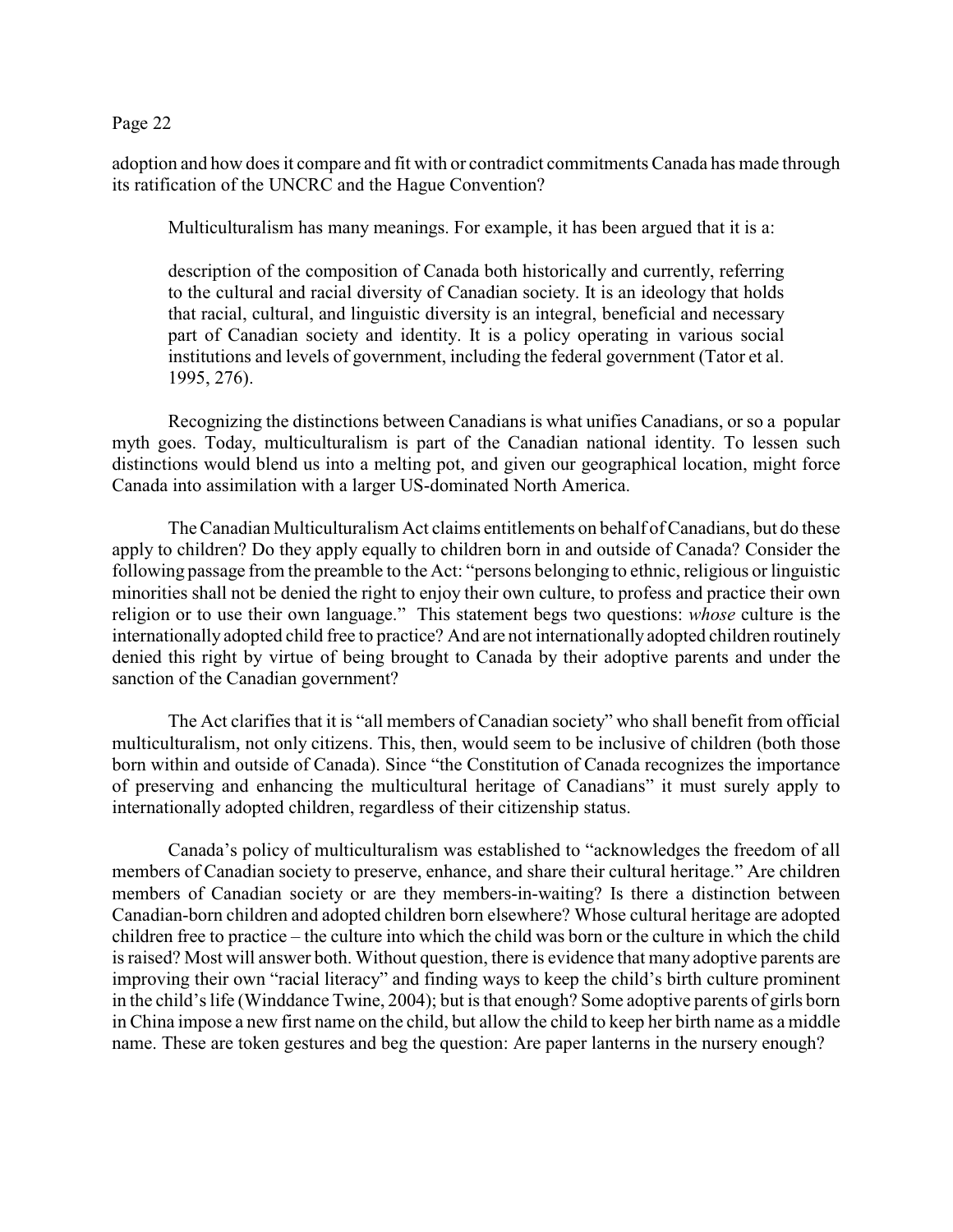adoption and how does it compare and fit with or contradict commitments Canada has made through its ratification of the UNCRC and the Hague Convention?

Multiculturalism has many meanings. For example, it has been argued that it is a:

> description of the composition of Canada both historically and currently, referring to the cultural and racial diversity of Canadian society. It is an ideology that holds that racial, cultural, and linguistic diversity is an integral, beneficial and necessary part of Canadian society and identity. It is a policy operating in various social institutions and levels of government, including the federal government (Tator et al. 1995, 276).

Recognizing the distinctions between Canadians is what unifies Canadians, or so a popular myth goes. Today, multiculturalism is part of the Canadian national identity. To lessen such distinctions would blend us into a melting pot, and given our geographical location, might force Canada into assimilation with a larger US-dominated North America.

The Canadian Multiculturalism Act claims entitlements on behalf of Canadians, but do these apply to children? Do they apply equally to children born in and outside of Canada? Consider the following passage from the preamble to the Act: "persons belonging to ethnic, religious or linguistic minorities shall not be denied the right to enjoy their own culture, to profess and practice their own religion or to use their own language." This statement begs two questions: *whose* culture is the internationally adopted child free to practice? And are not internationally adopted children routinely denied this right by virtue of being brought to Canada by their adoptive parents and under the sanction of the Canadian government?

The Act clarifies that it is "all members of Canadian society" who shall benefit from official multiculturalism, not only citizens. This, then, would seem to be inclusive of children (both those born within and outside of Canada). Since "the Constitution of Canada recognizes the importance of preserving and enhancing the multicultural heritage of Canadians" it must surely apply to internationally adopted children, regardless of their citizenship status.

Canada's policy of multiculturalism was established to "acknowledges the freedom of all members of Canadian society to preserve, enhance, and share their cultural heritage." Are children members of Canadian society or are they members-in-waiting? Is there a distinction between Canadian-born children and adopted children born elsewhere? Whose cultural heritage are adopted children free to practice – the culture into which the child was born or the culture in which the child is raised? Most will answer both. Without question, there is evidence that many adoptive parents are improving their own "racial literacy" and finding ways to keep the child's birth culture prominent in the child's life (Winddance Twine, 2004); but is that enough? Some adoptive parents of girls born in China impose a new first name on the child, but allow the child to keep her birth name as a middle name. These are token gestures and beg the question: Are paper lanterns in the nursery enough?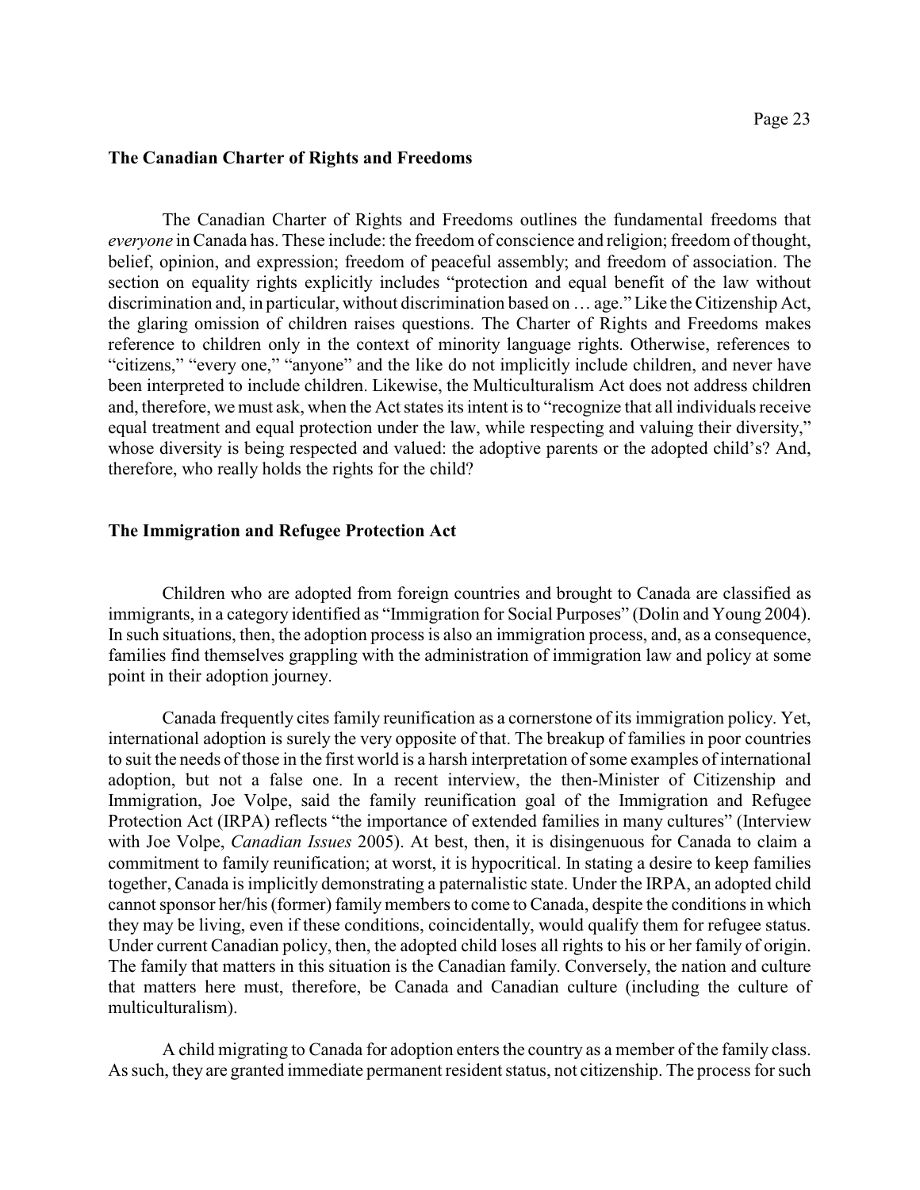## The Canadian Charter of Rights and Freedoms

The Canadian Charter of Rights and Freedoms outlines the fundamental freedoms that *everyone* in Canada has. These include: the freedom of conscience and religion; freedom of thought, belief, opinion, and expression; freedom of peaceful assembly; and freedom of association. The section on equality rights explicitly includes "protection and equal benefit of the law without discrimination and, in particular, without discrimination based on … age." Like the Citizenship Act, the glaring omission of children raises questions. The Charter of Rights and Freedoms makes reference to children only in the context of minority language rights. Otherwise, references to "citizens," "every one," "anyone" and the like do not implicitly include children, and never have been interpreted to include children. Likewise, the Multiculturalism Act does not address children and, therefore, we must ask, when the Act states its intent is to "recognize that all individuals receive equal treatment and equal protection under the law, while respecting and valuing their diversity," whose diversity is being respected and valued: the adoptive parents or the adopted child's? And, therefore, who really holds the rights for the child?

## The Immigration and Refugee Protection Act

Children who are adopted from foreign countries and brought to Canada are classified as immigrants, in a category identified as "Immigration for Social Purposes" (Dolin and Young 2004). In such situations, then, the adoption process is also an immigration process, and, as a consequence, families find themselves grappling with the administration of immigration law and policy at some point in their adoption journey.

Canada frequently cites family reunification as a cornerstone of its immigration policy. Yet, international adoption is surely the very opposite of that. The breakup of families in poor countries to suit the needs of those in the first world is a harsh interpretation of some examples of international adoption, but not a false one. In a recent interview, the then-Minister of Citizenship and Immigration, Joe Volpe, said the family reunification goal of the Immigration and Refugee Protection Act (IRPA) reflects "the importance of extended families in many cultures" (Interview with Joe Volpe, *Canadian Issues* 2005). At best, then, it is disingenuous for Canada to claim a commitment to family reunification; at worst, it is hypocritical. In stating a desire to keep families together, Canada is implicitly demonstrating a paternalistic state. Under the IRPA, an adopted child cannot sponsor her/his (former) family members to come to Canada, despite the conditions in which they may be living, even if these conditions, coincidentally, would qualify them for refugee status. Under current Canadian policy, then, the adopted child loses all rights to his or her family of origin. The family that matters in this situation is the Canadian family. Conversely, the nation and culture that matters here must, therefore, be Canada and Canadian culture (including the culture of multiculturalism).

A child migrating to Canada for adoption enters the country as a member of the family class. As such, they are granted immediate permanent resident status, not citizenship. The process for such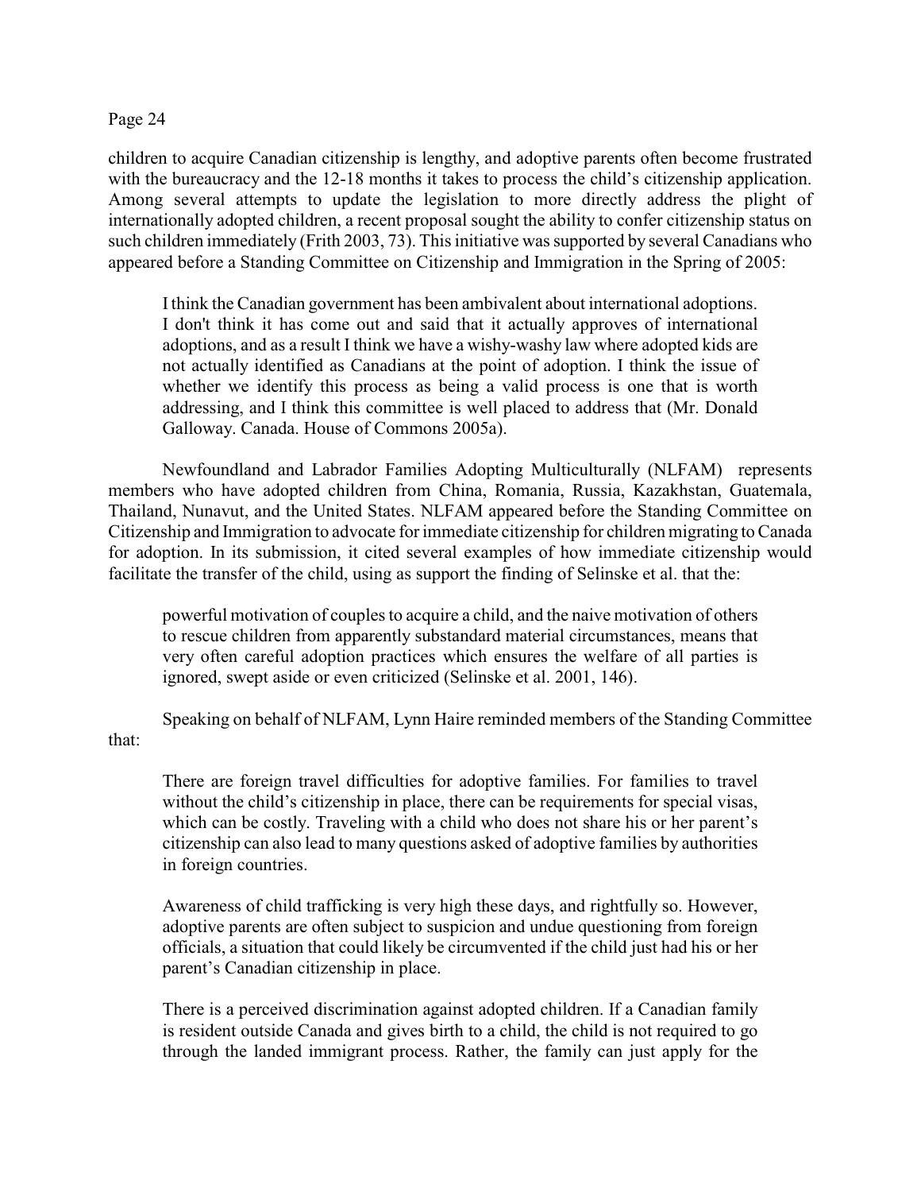children to acquire Canadian citizenship is lengthy, and adoptive parents often become frustrated with the bureaucracy and the 12-18 months it takes to process the child's citizenship application. Among several attempts to update the legislation to more directly address the plight of internationally adopted children, a recent proposal sought the ability to confer citizenship status on such children immediately (Frith 2003, 73). This initiative was supported by several Canadians who appeared before a Standing Committee on Citizenship and Immigration in the Spring of 2005:

> I think the Canadian government has been ambivalent about international adoptions. I don't think it has come out and said that it actually approves of international adoptions, and as a result I think we have a wishy-washy law where adopted kids are not actually identified as Canadians at the point of adoption. I think the issue of whether we identify this process as being a valid process is one that is worth addressing, and I think this committee is well placed to address that (Mr. Donald Galloway. Canada. House of Commons 2005a).

Newfoundland and Labrador Families Adopting Multiculturally (NLFAM) represents members who have adopted children from China, Romania, Russia, Kazakhstan, Guatemala, Thailand, Nunavut, and the United States. NLFAM appeared before the Standing Committee on Citizenship and Immigration to advocate for immediate citizenship for children migrating to Canada for adoption. In its submission, it cited several examples of how immediate citizenship would facilitate the transfer of the child, using as support the finding of Selinske et al. that the:

> powerful motivation of couples to acquire a child, and the naive motivation of others to rescue children from apparently substandard material circumstances, means that very often careful adoption practices which ensures the welfare of all parties is ignored, swept aside or even criticized (Selinske et al. 2001, 146).

Speaking on behalf of NLFAM, Lynn Haire reminded members of the Standing Committee that:

> There are foreign travel difficulties for adoptive families. For families to travel without the child's citizenship in place, there can be requirements for special visas, which can be costly. Traveling with a child who does not share his or her parent's citizenship can also lead to many questions asked of adoptive families by authorities in foreign countries.
>
> Awareness of child trafficking is very high these days, and rightfully so. However, adoptive parents are often subject to suspicion and undue questioning from foreign officials, a situation that could likely be circumvented if the child just had his or her parent's Canadian citizenship in place.
>
> There is a perceived discrimination against adopted children. If a Canadian family is resident outside Canada and gives birth to a child, the child is not required to go through the landed immigrant process. Rather, the family can just apply for the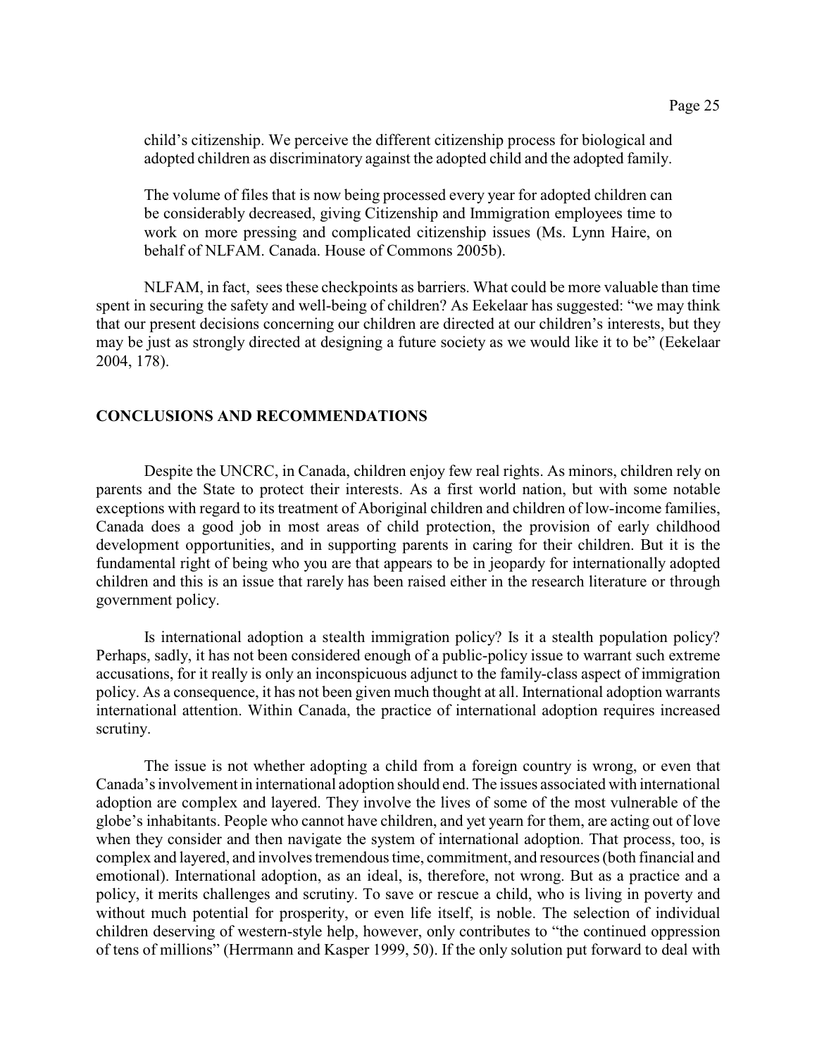> child's citizenship. We perceive the different citizenship process for biological and adopted children as discriminatory against the adopted child and the adopted family.
>
> The volume of files that is now being processed every year for adopted children can be considerably decreased, giving Citizenship and Immigration employees time to work on more pressing and complicated citizenship issues (Ms. Lynn Haire, on behalf of NLFAM. Canada. House of Commons 2005b).

NLFAM, in fact, sees these checkpoints as barriers. What could be more valuable than time spent in securing the safety and well-being of children? As Eekelaar has suggested: "we may think that our present decisions concerning our children are directed at our children's interests, but they may be just as strongly directed at designing a future society as we would like it to be" (Eekelaar 2004, 178).

## CONCLUSIONS AND RECOMMENDATIONS

Despite the UNCRC, in Canada, children enjoy few real rights. As minors, children rely on parents and the State to protect their interests. As a first world nation, but with some notable exceptions with regard to its treatment of Aboriginal children and children of low-income families, Canada does a good job in most areas of child protection, the provision of early childhood development opportunities, and in supporting parents in caring for their children. But it is the fundamental right of being who you are that appears to be in jeopardy for internationally adopted children and this is an issue that rarely has been raised either in the research literature or through government policy.

Is international adoption a stealth immigration policy? Is it a stealth population policy? Perhaps, sadly, it has not been considered enough of a public-policy issue to warrant such extreme accusations, for it really is only an inconspicuous adjunct to the family-class aspect of immigration policy. As a consequence, it has not been given much thought at all. International adoption warrants international attention. Within Canada, the practice of international adoption requires increased scrutiny.

The issue is not whether adopting a child from a foreign country is wrong, or even that Canada's involvement in international adoption should end. The issues associated with international adoption are complex and layered. They involve the lives of some of the most vulnerable of the globe's inhabitants. People who cannot have children, and yet yearn for them, are acting out of love when they consider and then navigate the system of international adoption. That process, too, is complex and layered, and involves tremendous time, commitment, and resources (both financial and emotional). International adoption, as an ideal, is, therefore, not wrong. But as a practice and a policy, it merits challenges and scrutiny. To save or rescue a child, who is living in poverty and without much potential for prosperity, or even life itself, is noble. The selection of individual children deserving of western-style help, however, only contributes to "the continued oppression of tens of millions" (Herrmann and Kasper 1999, 50). If the only solution put forward to deal with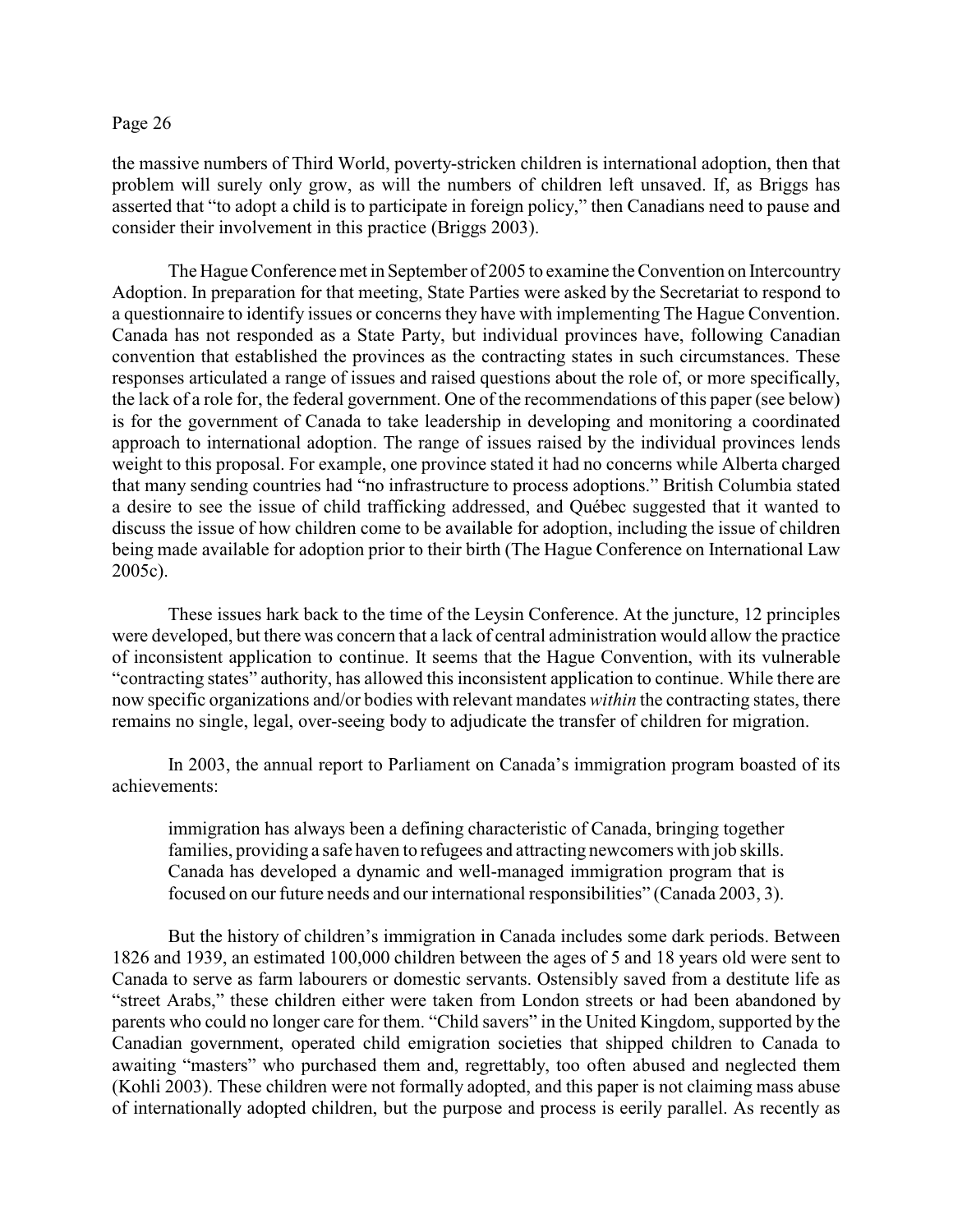the massive numbers of Third World, poverty-stricken children is international adoption, then that problem will surely only grow, as will the numbers of children left unsaved. If, as Briggs has asserted that "to adopt a child is to participate in foreign policy," then Canadians need to pause and consider their involvement in this practice (Briggs 2003).

The Hague Conference met in September of 2005 to examine the Convention on Intercountry Adoption. In preparation for that meeting, State Parties were asked by the Secretariat to respond to a questionnaire to identify issues or concerns they have with implementing The Hague Convention. Canada has not responded as a State Party, but individual provinces have, following Canadian convention that established the provinces as the contracting states in such circumstances. These responses articulated a range of issues and raised questions about the role of, or more specifically, the lack of a role for, the federal government. One of the recommendations of this paper (see below) is for the government of Canada to take leadership in developing and monitoring a coordinated approach to international adoption. The range of issues raised by the individual provinces lends weight to this proposal. For example, one province stated it had no concerns while Alberta charged that many sending countries had "no infrastructure to process adoptions." British Columbia stated a desire to see the issue of child trafficking addressed, and Québec suggested that it wanted to discuss the issue of how children come to be available for adoption, including the issue of children being made available for adoption prior to their birth (The Hague Conference on International Law 2005c).

These issues hark back to the time of the Leysin Conference. At the juncture, 12 principles were developed, but there was concern that a lack of central administration would allow the practice of inconsistent application to continue. It seems that the Hague Convention, with its vulnerable "contracting states" authority, has allowed this inconsistent application to continue. While there are now specific organizations and/or bodies with relevant mandates *within* the contracting states, there remains no single, legal, over-seeing body to adjudicate the transfer of children for migration.

In 2003, the annual report to Parliament on Canada's immigration program boasted of its achievements:

> immigration has always been a defining characteristic of Canada, bringing together families, providing a safe haven to refugees and attracting newcomers with job skills. Canada has developed a dynamic and well-managed immigration program that is focused on our future needs and our international responsibilities" (Canada 2003, 3).

But the history of children's immigration in Canada includes some dark periods. Between 1826 and 1939, an estimated 100,000 children between the ages of 5 and 18 years old were sent to Canada to serve as farm labourers or domestic servants. Ostensibly saved from a destitute life as "street Arabs," these children either were taken from London streets or had been abandoned by parents who could no longer care for them. "Child savers" in the United Kingdom, supported by the Canadian government, operated child emigration societies that shipped children to Canada to awaiting "masters" who purchased them and, regrettably, too often abused and neglected them (Kohli 2003). These children were not formally adopted, and this paper is not claiming mass abuse of internationally adopted children, but the purpose and process is eerily parallel. As recently as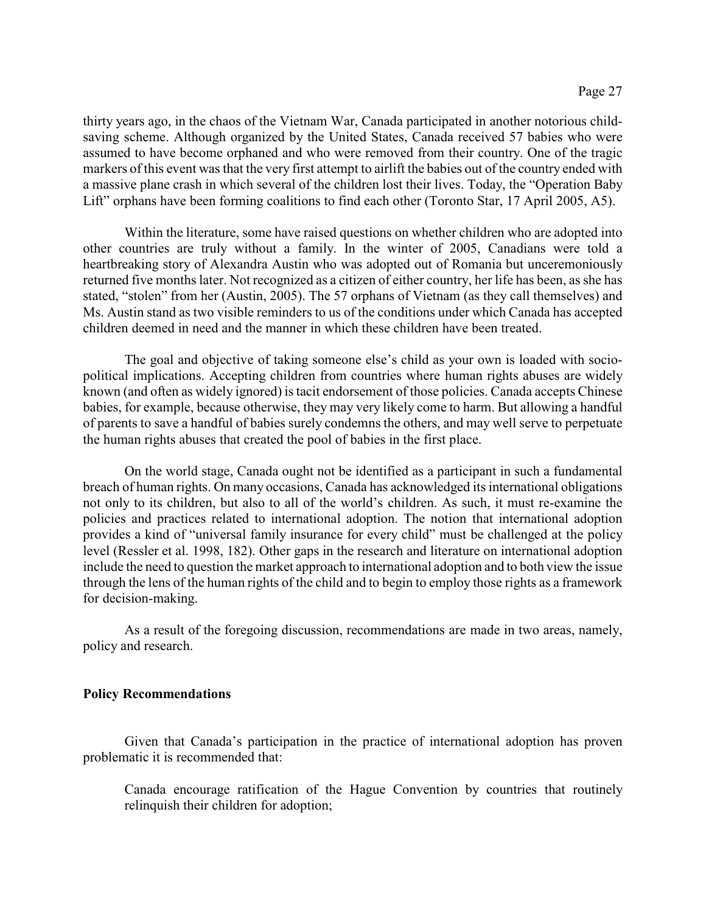thirty years ago, in the chaos of the Vietnam War, Canada participated in another notorious child-saving scheme. Although organized by the United States, Canada received 57 babies who were assumed to have become orphaned and who were removed from their country. One of the tragic markers of this event was that the very first attempt to airlift the babies out of the country ended with a massive plane crash in which several of the children lost their lives. Today, the "Operation Baby Lift" orphans have been forming coalitions to find each other (Toronto Star, 17 April 2005, A5).

Within the literature, some have raised questions on whether children who are adopted into other countries are truly without a family. In the winter of 2005, Canadians were told a heartbreaking story of Alexandra Austin who was adopted out of Romania but unceremoniously returned five months later. Not recognized as a citizen of either country, her life has been, as she has stated, "stolen" from her (Austin, 2005). The 57 orphans of Vietnam (as they call themselves) and Ms. Austin stand as two visible reminders to us of the conditions under which Canada has accepted children deemed in need and the manner in which these children have been treated.

The goal and objective of taking someone else's child as your own is loaded with socio-political implications. Accepting children from countries where human rights abuses are widely known (and often as widely ignored) is tacit endorsement of those policies. Canada accepts Chinese babies, for example, because otherwise, they may very likely come to harm. But allowing a handful of parents to save a handful of babies surely condemns the others, and may well serve to perpetuate the human rights abuses that created the pool of babies in the first place.

On the world stage, Canada ought not be identified as a participant in such a fundamental breach of human rights. On many occasions, Canada has acknowledged its international obligations not only to its children, but also to all of the world's children. As such, it must re-examine the policies and practices related to international adoption. The notion that international adoption provides a kind of "universal family insurance for every child" must be challenged at the policy level (Ressler et al. 1998, 182). Other gaps in the research and literature on international adoption include the need to question the market approach to international adoption and to both view the issue through the lens of the human rights of the child and to begin to employ those rights as a framework for decision-making.

As a result of the foregoing discussion, recommendations are made in two areas, namely, policy and research.

**Policy Recommendations**

Given that Canada's participation in the practice of international adoption has proven problematic it is recommended that:

Canada encourage ratification of the Hague Convention by countries that routinely relinquish their children for adoption;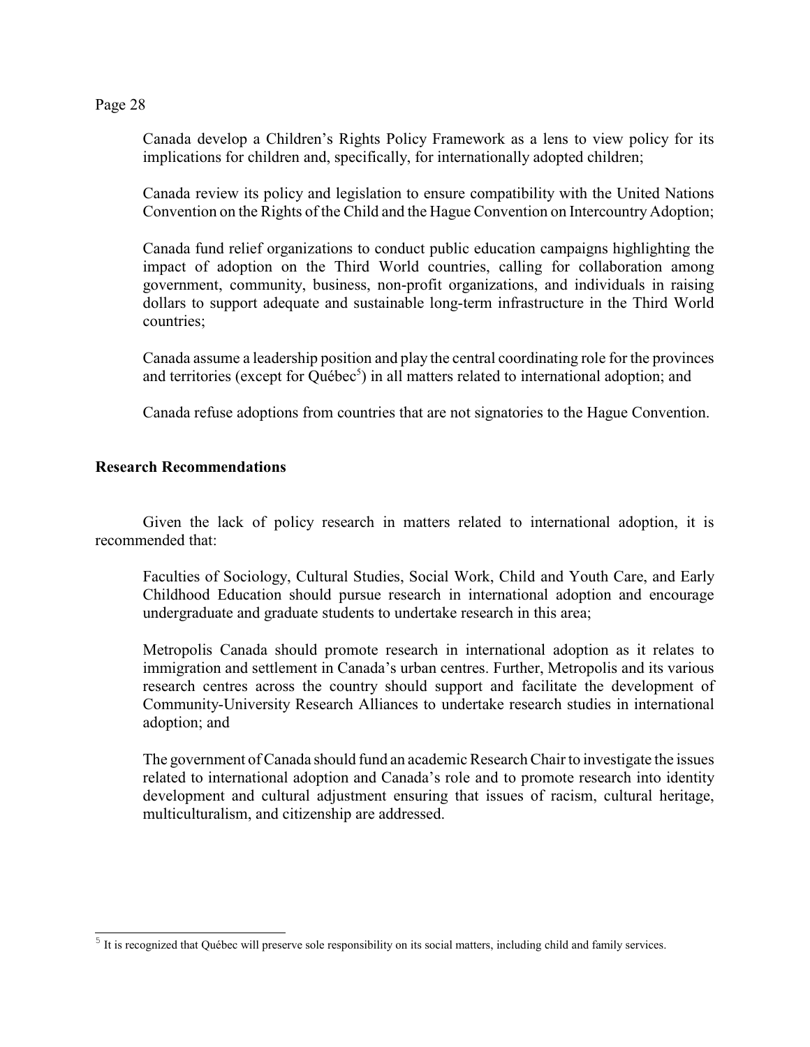Canada develop a Children's Rights Policy Framework as a lens to view policy for its implications for children and, specifically, for internationally adopted children;

Canada review its policy and legislation to ensure compatibility with the United Nations Convention on the Rights of the Child and the Hague Convention on Intercountry Adoption;

Canada fund relief organizations to conduct public education campaigns highlighting the impact of adoption on the Third World countries, calling for collaboration among government, community, business, non-profit organizations, and individuals in raising dollars to support adequate and sustainable long-term infrastructure in the Third World countries;

Canada assume a leadership position and play the central coordinating role for the provinces and territories (except for Québec[5]) in all matters related to international adoption; and

Canada refuse adoptions from countries that are not signatories to the Hague Convention.

**Research Recommendations**

Given the lack of policy research in matters related to international adoption, it is recommended that:

Faculties of Sociology, Cultural Studies, Social Work, Child and Youth Care, and Early Childhood Education should pursue research in international adoption and encourage undergraduate and graduate students to undertake research in this area;

Metropolis Canada should promote research in international adoption as it relates to immigration and settlement in Canada's urban centres. Further, Metropolis and its various research centres across the country should support and facilitate the development of Community-University Research Alliances to undertake research studies in international adoption; and

The government of Canada should fund an academic Research Chair to investigate the issues related to international adoption and Canada's role and to promote research into identity development and cultural adjustment ensuring that issues of racism, cultural heritage, multiculturalism, and citizenship are addressed.

---

[5] It is recognized that Québec will preserve sole responsibility on its social matters, including child and family services.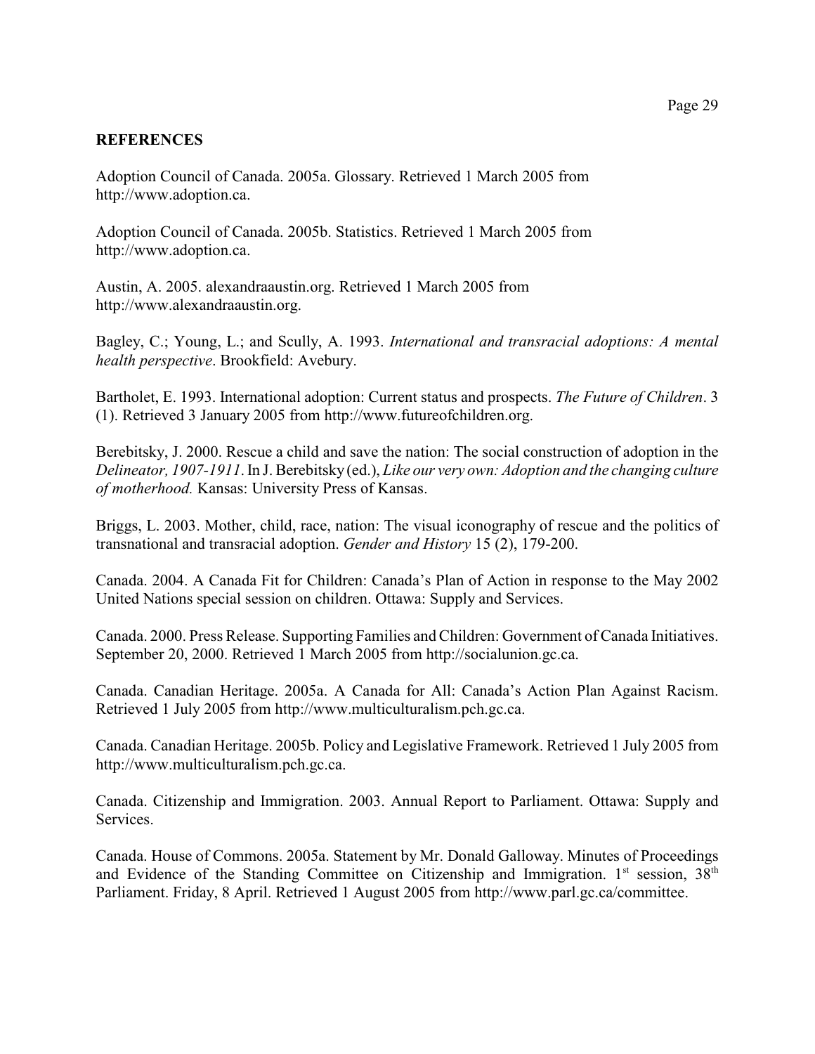## REFERENCES

Adoption Council of Canada. 2005a. Glossary. Retrieved 1 March 2005 from http://www.adoption.ca.

Adoption Council of Canada. 2005b. Statistics. Retrieved 1 March 2005 from http://www.adoption.ca.

Austin, A. 2005. alexandraaustin.org. Retrieved 1 March 2005 from http://www.alexandraaustin.org.

Bagley, C.; Young, L.; and Scully, A. 1993. *International and transracial adoptions: A mental health perspective*. Brookfield: Avebury.

Bartholet, E. 1993. International adoption: Current status and prospects. *The Future of Children*. 3 (1). Retrieved 3 January 2005 from http://www.futureofchildren.org.

Berebitsky, J. 2000. Rescue a child and save the nation: The social construction of adoption in the *Delineator, 1907-1911*. In J. Berebitsky (ed.), *Like our very own: Adoption and the changing culture of motherhood.* Kansas: University Press of Kansas.

Briggs, L. 2003. Mother, child, race, nation: The visual iconography of rescue and the politics of transnational and transracial adoption. *Gender and History* 15 (2), 179-200.

Canada. 2004. A Canada Fit for Children: Canada's Plan of Action in response to the May 2002 United Nations special session on children. Ottawa: Supply and Services.

Canada. 2000. Press Release. Supporting Families and Children: Government of Canada Initiatives. September 20, 2000. Retrieved 1 March 2005 from http://socialunion.gc.ca.

Canada. Canadian Heritage. 2005a. A Canada for All: Canada's Action Plan Against Racism. Retrieved 1 July 2005 from http://www.multiculturalism.pch.gc.ca.

Canada. Canadian Heritage. 2005b. Policy and Legislative Framework. Retrieved 1 July 2005 from http://www.multiculturalism.pch.gc.ca.

Canada. Citizenship and Immigration. 2003. Annual Report to Parliament. Ottawa: Supply and Services.

Canada. House of Commons. 2005a. Statement by Mr. Donald Galloway. Minutes of Proceedings and Evidence of the Standing Committee on Citizenship and Immigration. 1st session, 38th Parliament. Friday, 8 April. Retrieved 1 August 2005 from http://www.parl.gc.ca/committee.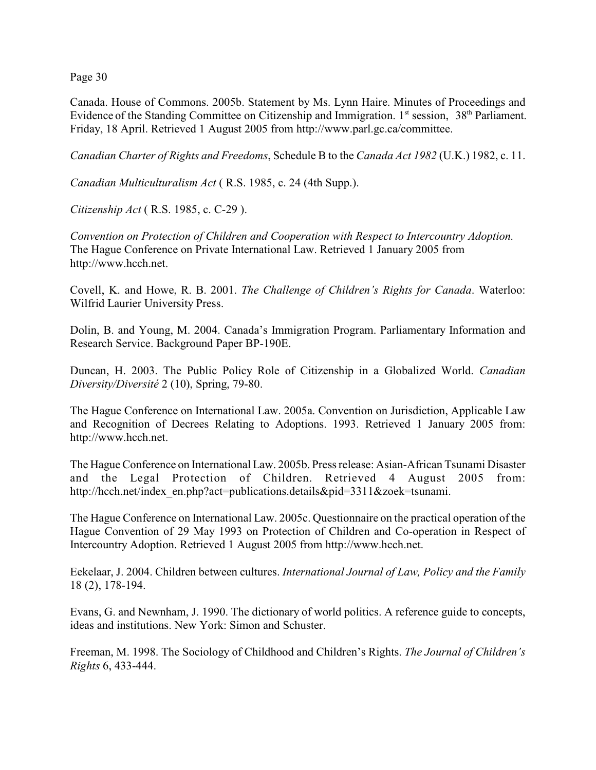Canada. House of Commons. 2005b. Statement by Ms. Lynn Haire. Minutes of Proceedings and Evidence of the Standing Committee on Citizenship and Immigration. 1st session, 38th Parliament. Friday, 18 April. Retrieved 1 August 2005 from http://www.parl.gc.ca/committee.

*Canadian Charter of Rights and Freedoms*, Schedule B to the *Canada Act 1982* (U.K.) 1982, c. 11.

*Canadian Multiculturalism Act* ( R.S. 1985, c. 24 (4th Supp.).

*Citizenship Act* ( R.S. 1985, c. C-29 ).

*Convention on Protection of Children and Cooperation with Respect to Intercountry Adoption.* The Hague Conference on Private International Law. Retrieved 1 January 2005 from http://www.hcch.net.

Covell, K. and Howe, R. B. 2001. *The Challenge of Children's Rights for Canada*. Waterloo: Wilfrid Laurier University Press.

Dolin, B. and Young, M. 2004. Canada's Immigration Program. Parliamentary Information and Research Service. Background Paper BP-190E.

Duncan, H. 2003. The Public Policy Role of Citizenship in a Globalized World. *Canadian Diversity/Diversité* 2 (10), Spring, 79-80.

The Hague Conference on International Law. 2005a. Convention on Jurisdiction, Applicable Law and Recognition of Decrees Relating to Adoptions. 1993. Retrieved 1 January 2005 from: http://www.hcch.net.

The Hague Conference on International Law. 2005b. Press release: Asian-African Tsunami Disaster and the Legal Protection of Children. Retrieved 4 August 2005 from: http://hcch.net/index_en.php?act=publications.details&pid=3311&zoek=tsunami.

The Hague Conference on International Law. 2005c. Questionnaire on the practical operation of the Hague Convention of 29 May 1993 on Protection of Children and Co-operation in Respect of Intercountry Adoption. Retrieved 1 August 2005 from http://www.hcch.net.

Eekelaar, J. 2004. Children between cultures. *International Journal of Law, Policy and the Family* 18 (2), 178-194.

Evans, G. and Newnham, J. 1990. The dictionary of world politics. A reference guide to concepts, ideas and institutions. New York: Simon and Schuster.

Freeman, M. 1998. The Sociology of Childhood and Children's Rights. *The Journal of Children's Rights* 6, 433-444.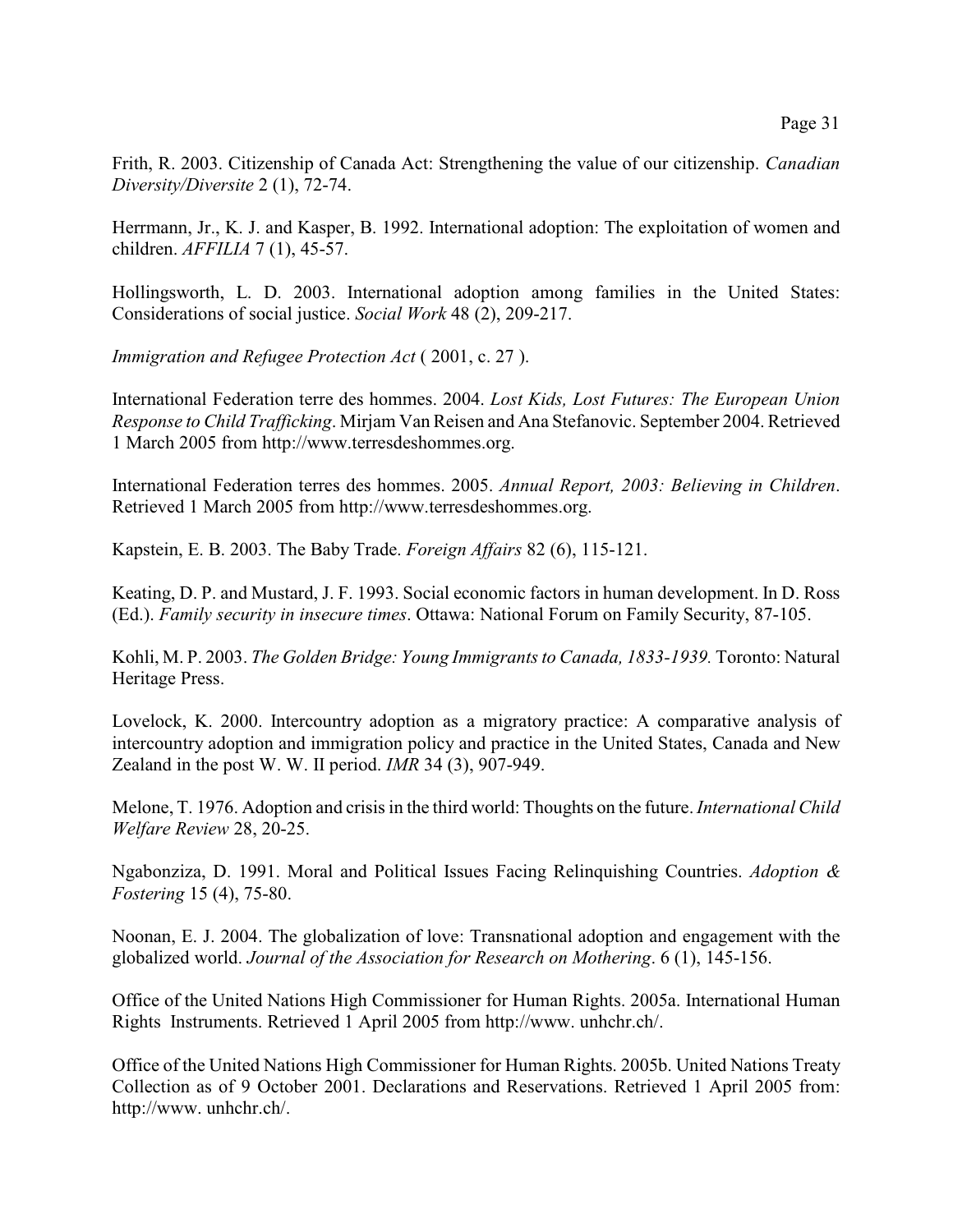Frith, R. 2003. Citizenship of Canada Act: Strengthening the value of our citizenship. *Canadian Diversity/Diversite* 2 (1), 72-74.

Herrmann, Jr., K. J. and Kasper, B. 1992. International adoption: The exploitation of women and children. *AFFILIA* 7 (1), 45-57.

Hollingsworth, L. D. 2003. International adoption among families in the United States: Considerations of social justice. *Social Work* 48 (2), 209-217.

*Immigration and Refugee Protection Act* ( 2001, c. 27 ).

International Federation terre des hommes. 2004. *Lost Kids, Lost Futures: The European Union Response to Child Trafficking*. Mirjam Van Reisen and Ana Stefanovic. September 2004. Retrieved 1 March 2005 from http://www.terresdeshommes.org.

International Federation terres des hommes. 2005. *Annual Report, 2003: Believing in Children*. Retrieved 1 March 2005 from http://www.terresdeshommes.org.

Kapstein, E. B. 2003. The Baby Trade. *Foreign Affairs* 82 (6), 115-121.

Keating, D. P. and Mustard, J. F. 1993. Social economic factors in human development. In D. Ross (Ed.). *Family security in insecure times*. Ottawa: National Forum on Family Security, 87-105.

Kohli, M. P. 2003. *The Golden Bridge: Young Immigrants to Canada, 1833-1939.* Toronto: Natural Heritage Press.

Lovelock, K. 2000. Intercountry adoption as a migratory practice: A comparative analysis of intercountry adoption and immigration policy and practice in the United States, Canada and New Zealand in the post W. W. II period. *IMR* 34 (3), 907-949.

Melone, T. 1976. Adoption and crisis in the third world: Thoughts on the future. *International Child Welfare Review* 28, 20-25.

Ngabonziza, D. 1991. Moral and Political Issues Facing Relinquishing Countries. *Adoption & Fostering* 15 (4), 75-80.

Noonan, E. J. 2004. The globalization of love: Transnational adoption and engagement with the globalized world. *Journal of the Association for Research on Mothering*. 6 (1), 145-156.

Office of the United Nations High Commissioner for Human Rights. 2005a. International Human Rights Instruments. Retrieved 1 April 2005 from http://www. unhchr.ch/.

Office of the United Nations High Commissioner for Human Rights. 2005b. United Nations Treaty Collection as of 9 October 2001. Declarations and Reservations. Retrieved 1 April 2005 from: http://www. unhchr.ch/.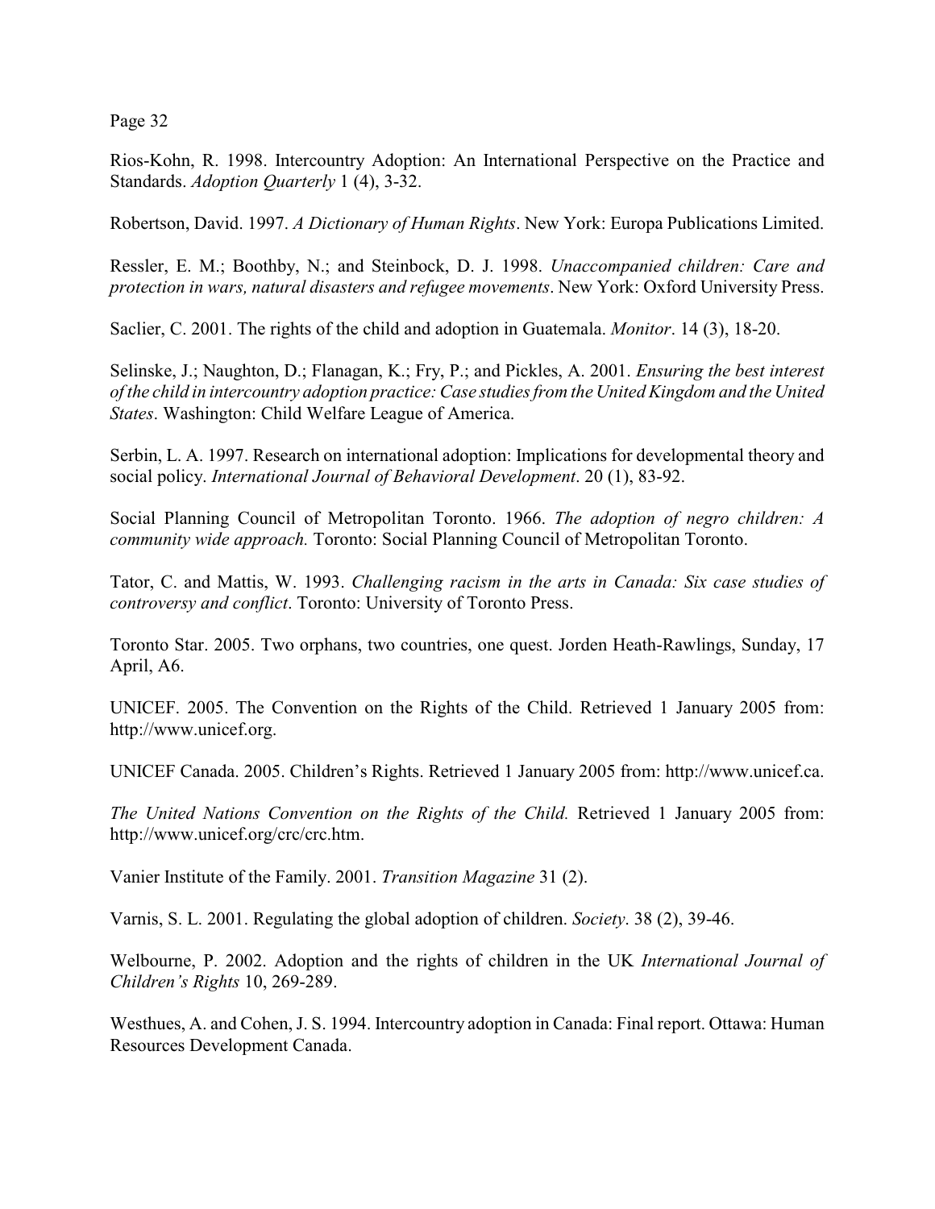Rios-Kohn, R. 1998. Intercountry Adoption: An International Perspective on the Practice and Standards. *Adoption Quarterly* 1 (4), 3-32.

Robertson, David. 1997. *A Dictionary of Human Rights*. New York: Europa Publications Limited.

Ressler, E. M.; Boothby, N.; and Steinbock, D. J. 1998. *Unaccompanied children: Care and protection in wars, natural disasters and refugee movements*. New York: Oxford University Press.

Saclier, C. 2001. The rights of the child and adoption in Guatemala. *Monitor*. 14 (3), 18-20.

Selinske, J.; Naughton, D.; Flanagan, K.; Fry, P.; and Pickles, A. 2001. *Ensuring the best interest of the child in intercountry adoption practice: Case studies from the United Kingdom and the United States*. Washington: Child Welfare League of America.

Serbin, L. A. 1997. Research on international adoption: Implications for developmental theory and social policy. *International Journal of Behavioral Development*. 20 (1), 83-92.

Social Planning Council of Metropolitan Toronto. 1966. *The adoption of negro children: A community wide approach.* Toronto: Social Planning Council of Metropolitan Toronto.

Tator, C. and Mattis, W. 1993. *Challenging racism in the arts in Canada: Six case studies of controversy and conflict*. Toronto: University of Toronto Press.

Toronto Star. 2005. Two orphans, two countries, one quest. Jorden Heath-Rawlings, Sunday, 17 April, A6.

UNICEF. 2005. The Convention on the Rights of the Child. Retrieved 1 January 2005 from: http://www.unicef.org.

UNICEF Canada. 2005. Children's Rights. Retrieved 1 January 2005 from: http://www.unicef.ca.

*The United Nations Convention on the Rights of the Child.* Retrieved 1 January 2005 from: http://www.unicef.org/crc/crc.htm.

Vanier Institute of the Family. 2001. *Transition Magazine* 31 (2).

Varnis, S. L. 2001. Regulating the global adoption of children. *Society*. 38 (2), 39-46.

Welbourne, P. 2002. Adoption and the rights of children in the UK *International Journal of Children's Rights* 10, 269-289.

Westhues, A. and Cohen, J. S. 1994. Intercountry adoption in Canada: Final report. Ottawa: Human Resources Development Canada.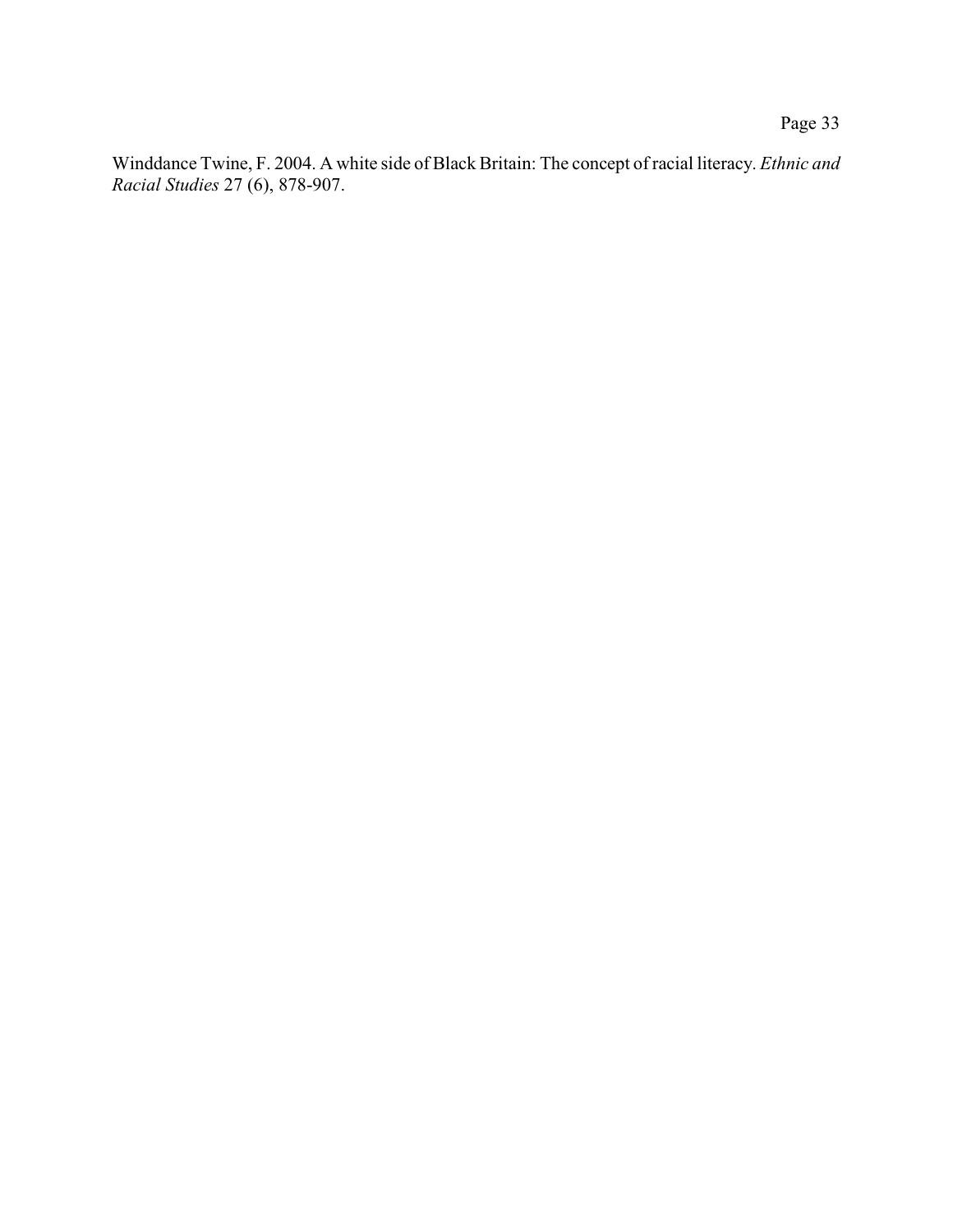Winddance Twine, F. 2004. A white side of Black Britain: The concept of racial literacy. *Ethnic and Racial Studies* 27 (6), 878-907.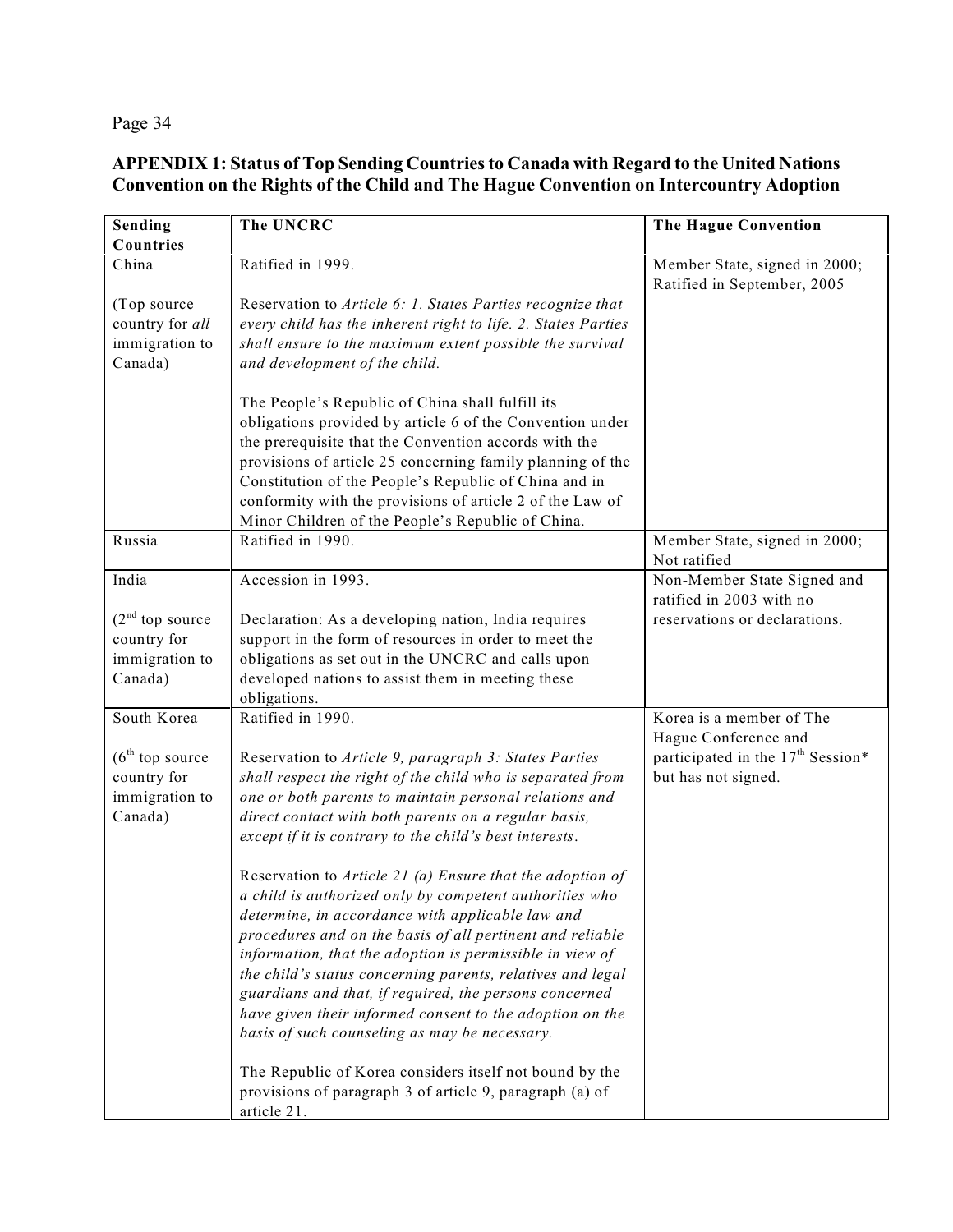## APPENDIX 1: Status of Top Sending Countries to Canada with Regard to the United Nations Convention on the Rights of the Child and The Hague Convention on Intercountry Adoption

| Sending Countries | The UNCRC | The Hague Convention |
|---|---|---|
| China<br><br>(Top source country for *all* immigration to Canada) | Ratified in 1999.<br><br>Reservation to *Article 6: 1. States Parties recognize that every child has the inherent right to life. 2. States Parties shall ensure to the maximum extent possible the survival and development of the child.*<br><br>The People's Republic of China shall fulfill its obligations provided by article 6 of the Convention under the prerequisite that the Convention accords with the provisions of article 25 concerning family planning of the Constitution of the People's Republic of China and in conformity with the provisions of article 2 of the Law of Minor Children of the People's Republic of China. | Member State, signed in 2000; Ratified in September, 2005 |
| Russia | Ratified in 1990. | Member State, signed in 2000; Not ratified |
| India<br><br>(2nd top source country for immigration to Canada) | Accession in 1993.<br><br>Declaration: As a developing nation, India requires support in the form of resources in order to meet the obligations as set out in the UNCRC and calls upon developed nations to assist them in meeting these obligations. | Non-Member State Signed and ratified in 2003 with no reservations or declarations. |
| South Korea<br><br>(6th top source country for immigration to Canada) | Ratified in 1990.<br><br>Reservation to *Article 9, paragraph 3: States Parties shall respect the right of the child who is separated from one or both parents to maintain personal relations and direct contact with both parents on a regular basis, except if it is contrary to the child's best interests.*<br><br>Reservation to *Article 21 (a) Ensure that the adoption of a child is authorized only by competent authorities who determine, in accordance with applicable law and procedures and on the basis of all pertinent and reliable information, that the adoption is permissible in view of the child's status concerning parents, relatives and legal guardians and that, if required, the persons concerned have given their informed consent to the adoption on the basis of such counseling as may be necessary.*<br><br>The Republic of Korea considers itself not bound by the provisions of paragraph 3 of article 9, paragraph (a) of article 21. | Korea is a member of The Hague Conference and participated in the 17th Session* but has not signed. |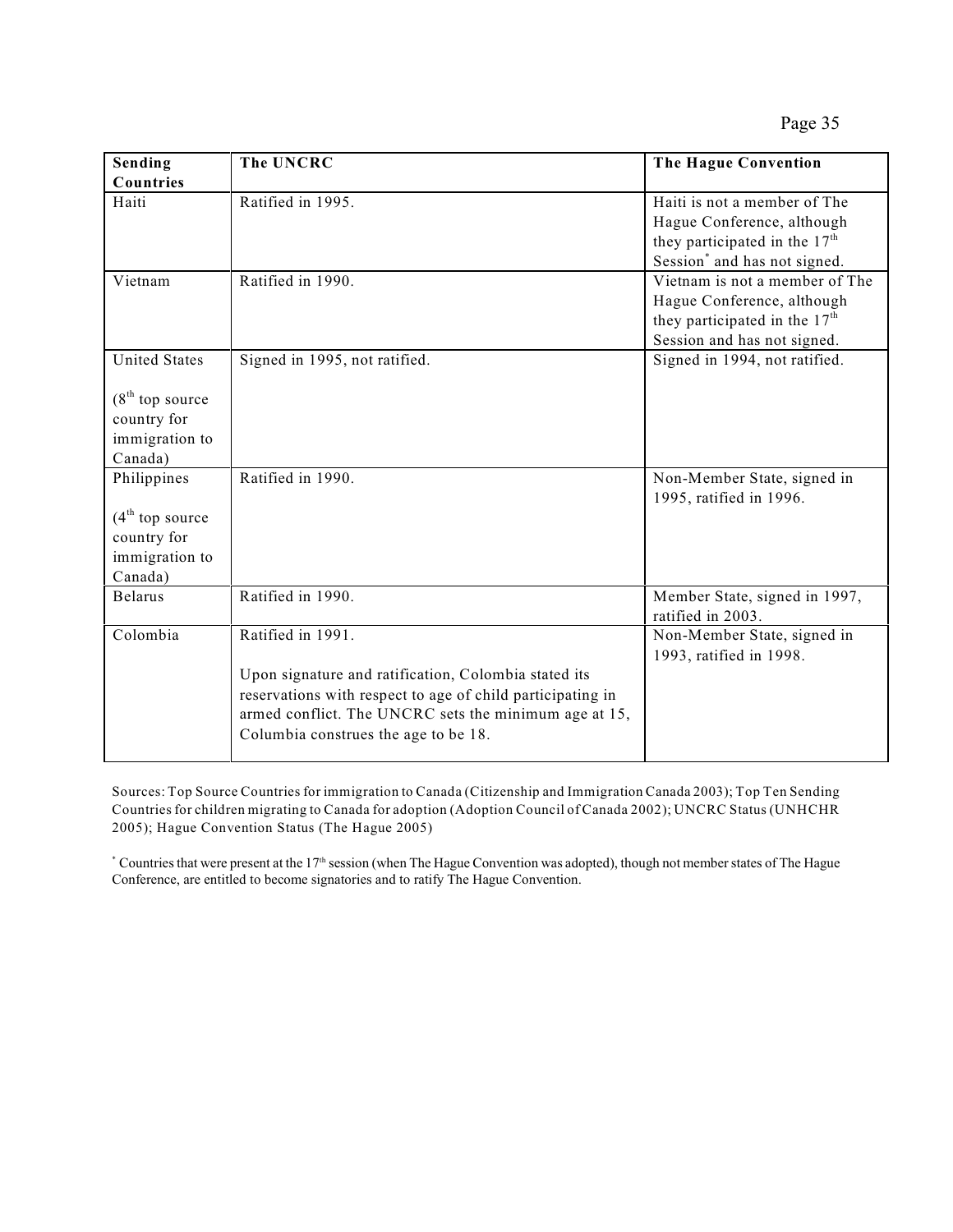| Sending Countries | The UNCRC | The Hague Convention |
|---|---|---|
| Haiti | Ratified in 1995. | Haiti is not a member of The Hague Conference, although they participated in the 17th Session* and has not signed. |
| Vietnam | Ratified in 1990. | Vietnam is not a member of The Hague Conference, although they participated in the 17th Session and has not signed. |
| United States<br><br>(8th top source country for immigration to Canada) | Signed in 1995, not ratified. | Signed in 1994, not ratified. |
| Philippines<br><br>(4th top source country for immigration to Canada) | Ratified in 1990. | Non-Member State, signed in 1995, ratified in 1996. |
| Belarus | Ratified in 1990. | Member State, signed in 1997, ratified in 2003. |
| Colombia | Ratified in 1991.<br><br>Upon signature and ratification, Colombia stated its reservations with respect to age of child participating in armed conflict. The UNCRC sets the minimum age at 15, Columbia construes the age to be 18. | Non-Member State, signed in 1993, ratified in 1998. |

Sources: Top Source Countries for immigration to Canada (Citizenship and Immigration Canada 2003); Top Ten Sending Countries for children migrating to Canada for adoption (Adoption Council of Canada 2002); UNCRC Status (UNHCHR 2005); Hague Convention Status (The Hague 2005)

* Countries that were present at the 17th session (when The Hague Convention was adopted), though not member states of The Hague Conference, are entitled to become signatories and to ratify The Hague Convention.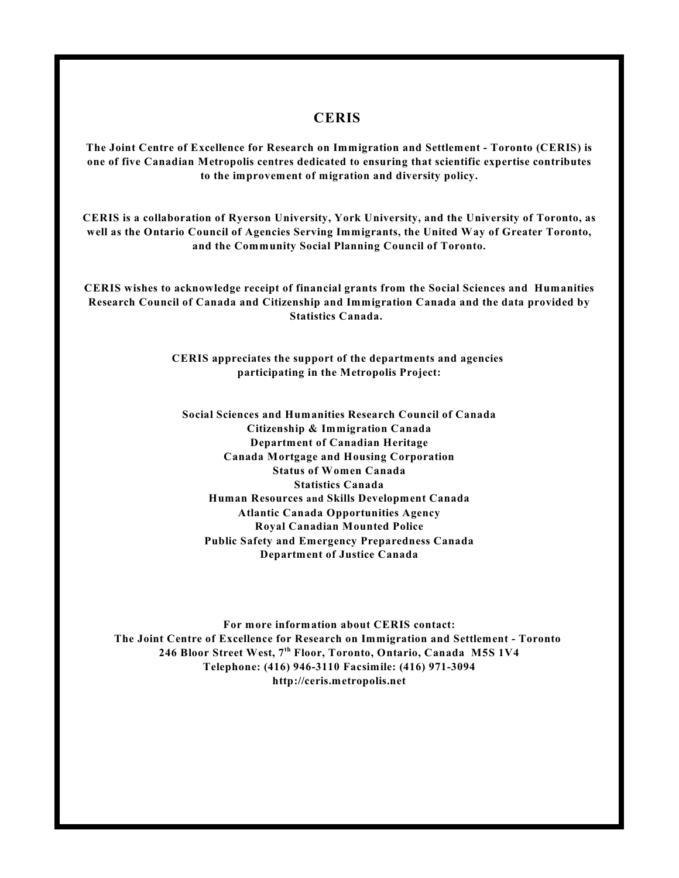# CERIS

**The Joint Centre of Excellence for Research on Immigration and Settlement - Toronto (CERIS) is one of five Canadian Metropolis centres dedicated to ensuring that scientific expertise contributes to the improvement of migration and diversity policy.**

**CERIS is a collaboration of Ryerson University, York University, and the University of Toronto, as well as the Ontario Council of Agencies Serving Immigrants, the United Way of Greater Toronto, and the Community Social Planning Council of Toronto.**

**CERIS wishes to acknowledge receipt of financial grants from the Social Sciences and Humanities Research Council of Canada and Citizenship and Immigration Canada and the data provided by Statistics Canada.**

**CERIS appreciates the support of the departments and agencies participating in the Metropolis Project:**

**Social Sciences and Humanities Research Council of Canada**
**Citizenship & Immigration Canada**
**Department of Canadian Heritage**
**Canada Mortgage and Housing Corporation**
**Status of Women Canada**
**Statistics Canada**
**Human Resources and Skills Development Canada**
**Atlantic Canada Opportunities Agency**
**Royal Canadian Mounted Police**
**Public Safety and Emergency Preparedness Canada**
**Department of Justice Canada**

**For more information about CERIS contact:**
**The Joint Centre of Excellence for Research on Immigration and Settlement - Toronto**
**246 Bloor Street West, 7th Floor, Toronto, Ontario, Canada M5S 1V4**
**Telephone: (416) 946-3110 Facsimile: (416) 971-3094**
**http://ceris.metropolis.net**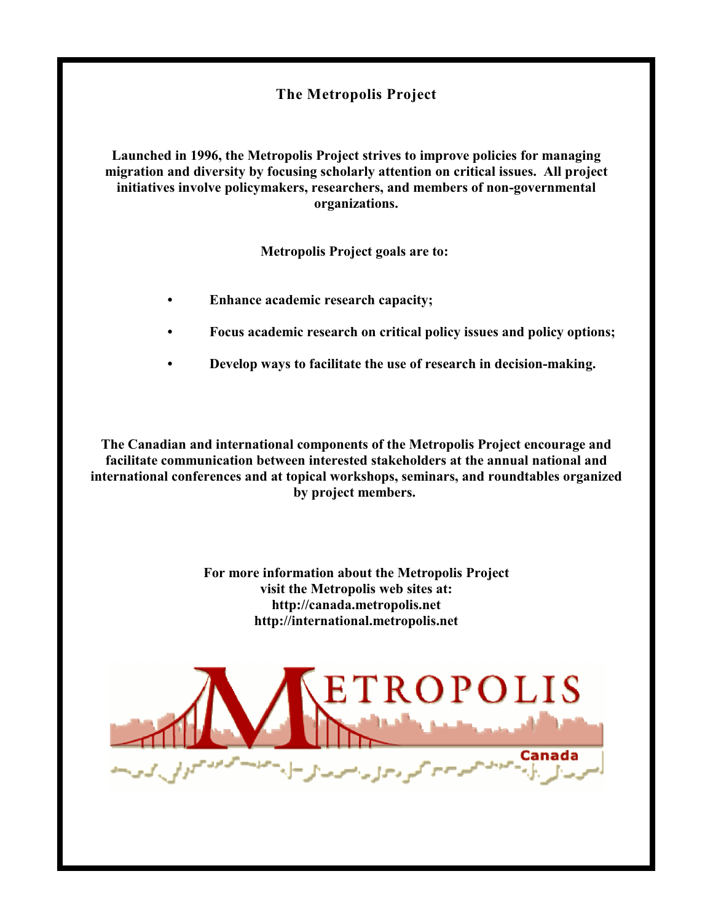# The Metropolis Project

**Launched in 1996, the Metropolis Project strives to improve policies for managing migration and diversity by focusing scholarly attention on critical issues. All project initiatives involve policymakers, researchers, and members of non-governmental organizations.**

**Metropolis Project goals are to:**

- **Enhance academic research capacity;**
- **Focus academic research on critical policy issues and policy options;**
- **Develop ways to facilitate the use of research in decision-making.**

**The Canadian and international components of the Metropolis Project encourage and facilitate communication between interested stakeholders at the annual national and international conferences and at topical workshops, seminars, and roundtables organized by project members.**

**For more information about the Metropolis Project visit the Metropolis web sites at:**
**http://canada.metropolis.net**
**http://international.metropolis.net**

METROPOLIS
Canada